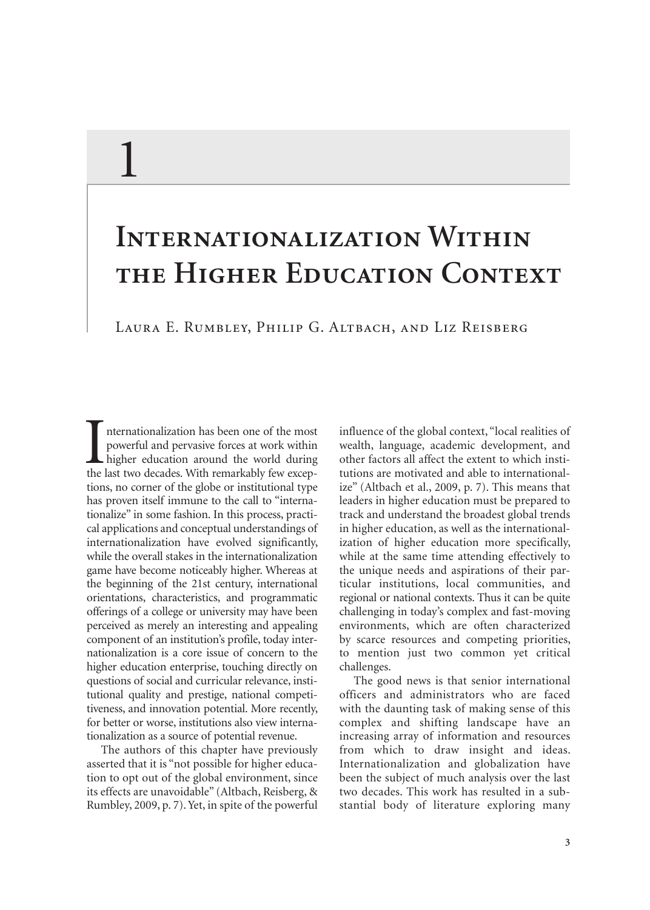# 1

# Internationalization Within the Higher Education Context

Laura E. Rumbley, Philip G. Altbach, and Liz Reisberg

Internationalization has been one of the most powerful and pervasive forces at work within higher education around the world during the last two decades. With remarkably few exceptions, no corner of the globe or institutional type has proven itself immune to the call to "internationalize" in some fashion. In this process, practical applications and conceptual understandings of internationalization have evolved significantly, while the overall stakes in the internationalization game have become noticeably higher. Whereas at the beginning of the 21st century, international orientations, characteristics, and programmatic offerings of a college or university may have been perceived as merely an interesting and appealing component of an institution's profile, today internationalization is a core issue of concern to the higher education enterprise, touching directly on questions of social and curricular relevance, institutional quality and prestige, national competitiveness, and innovation potential. More recently, for better or worse, institutions also view internationalization as a source of potential revenue.

The authors of this chapter have previously asserted that it is "not possible for higher education to opt out of the global environment, since its effects are unavoidable" (Altbach, Reisberg, & Rumbley, 2009, p. 7). Yet, in spite of the powerful influence of the global context, "local realities of wealth, language, academic development, and other factors all affect the extent to which institutions are motivated and able to internationalize" (Altbach et al., 2009, p. 7). This means that leaders in higher education must be prepared to track and understand the broadest global trends in higher education, as well as the internationalization of higher education more specifically, while at the same time attending effectively to the unique needs and aspirations of their particular institutions, local communities, and regional or national contexts. Thus it can be quite challenging in today's complex and fast-moving environments, which are often characterized by scarce resources and competing priorities, to mention just two common yet critical challenges.

The good news is that senior international officers and administrators who are faced with the daunting task of making sense of this complex and shifting landscape have an increasing array of information and resources from which to draw insight and ideas. Internationalization and globalization have been the subject of much analysis over the last two decades. This work has resulted in a substantial body of literature exploring many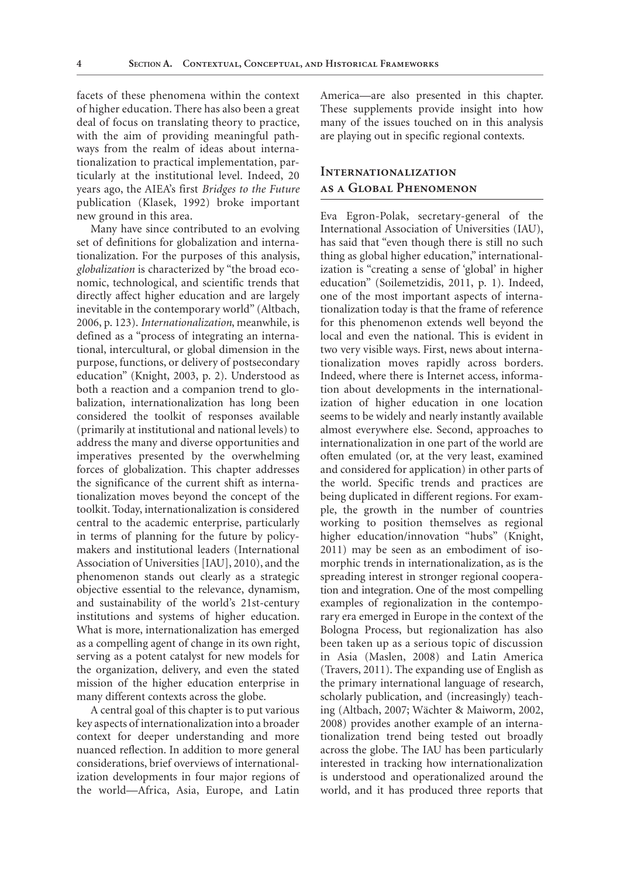facets of these phenomena within the context of higher education. There has also been a great deal of focus on translating theory to practice, with the aim of providing meaningful pathways from the realm of ideas about internationalization to practical implementation, particularly at the institutional level. Indeed, 20 years ago, the AIEA's first *Bridges to the Future* publication (Klasek, 1992) broke important new ground in this area.

Many have since contributed to an evolving set of definitions for globalization and internationalization. For the purposes of this analysis, *globalization* is characterized by "the broad economic, technological, and scientific trends that directly affect higher education and are largely inevitable in the contemporary world" (Altbach, 2006, p. 123). *Internationalization*, meanwhile, is defined as a "process of integrating an international, intercultural, or global dimension in the purpose, functions, or delivery of postsecondary education" (Knight, 2003, p. 2). Understood as both a reaction and a companion trend to globalization, internationalization has long been considered the toolkit of responses available (primarily at institutional and national levels) to address the many and diverse opportunities and imperatives presented by the overwhelming forces of globalization. This chapter addresses the significance of the current shift as internationalization moves beyond the concept of the toolkit. Today, internationalization is considered central to the academic enterprise, particularly in terms of planning for the future by policymakers and institutional leaders (International Association of Universities [IAU], 2010), and the phenomenon stands out clearly as a strategic objective essential to the relevance, dynamism, and sustainability of the world's 21st-century institutions and systems of higher education. What is more, internationalization has emerged as a compelling agent of change in its own right, serving as a potent catalyst for new models for the organization, delivery, and even the stated mission of the higher education enterprise in many different contexts across the globe.

A central goal of this chapter is to put various key aspects of internationalization into a broader context for deeper understanding and more nuanced reflection. In addition to more general considerations, brief overviews of internationalization developments in four major regions of the world—Africa, Asia, Europe, and Latin America—are also presented in this chapter. These supplements provide insight into how many of the issues touched on in this analysis are playing out in specific regional contexts.

## Internationalization as a Global Phenomenon

Eva Egron-Polak, secretary-general of the International Association of Universities (IAU), has said that "even though there is still no such thing as global higher education," internationalization is "creating a sense of 'global' in higher education" (Soilemetzidis, 2011, p. 1). Indeed, one of the most important aspects of internationalization today is that the frame of reference for this phenomenon extends well beyond the local and even the national. This is evident in two very visible ways. First, news about internationalization moves rapidly across borders. Indeed, where there is Internet access, information about developments in the internationalization of higher education in one location seems to be widely and nearly instantly available almost everywhere else. Second, approaches to internationalization in one part of the world are often emulated (or, at the very least, examined and considered for application) in other parts of the world. Specific trends and practices are being duplicated in different regions. For example, the growth in the number of countries working to position themselves as regional higher education/innovation "hubs" (Knight, 2011) may be seen as an embodiment of isomorphic trends in internationalization, as is the spreading interest in stronger regional cooperation and integration. One of the most compelling examples of regionalization in the contemporary era emerged in Europe in the context of the Bologna Process, but regionalization has also been taken up as a serious topic of discussion in Asia (Maslen, 2008) and Latin America (Travers, 2011). The expanding use of English as the primary international language of research, scholarly publication, and (increasingly) teaching (Altbach, 2007; Wächter & Maiworm, 2002, 2008) provides another example of an internationalization trend being tested out broadly across the globe. The IAU has been particularly interested in tracking how internationalization is understood and operationalized around the world, and it has produced three reports that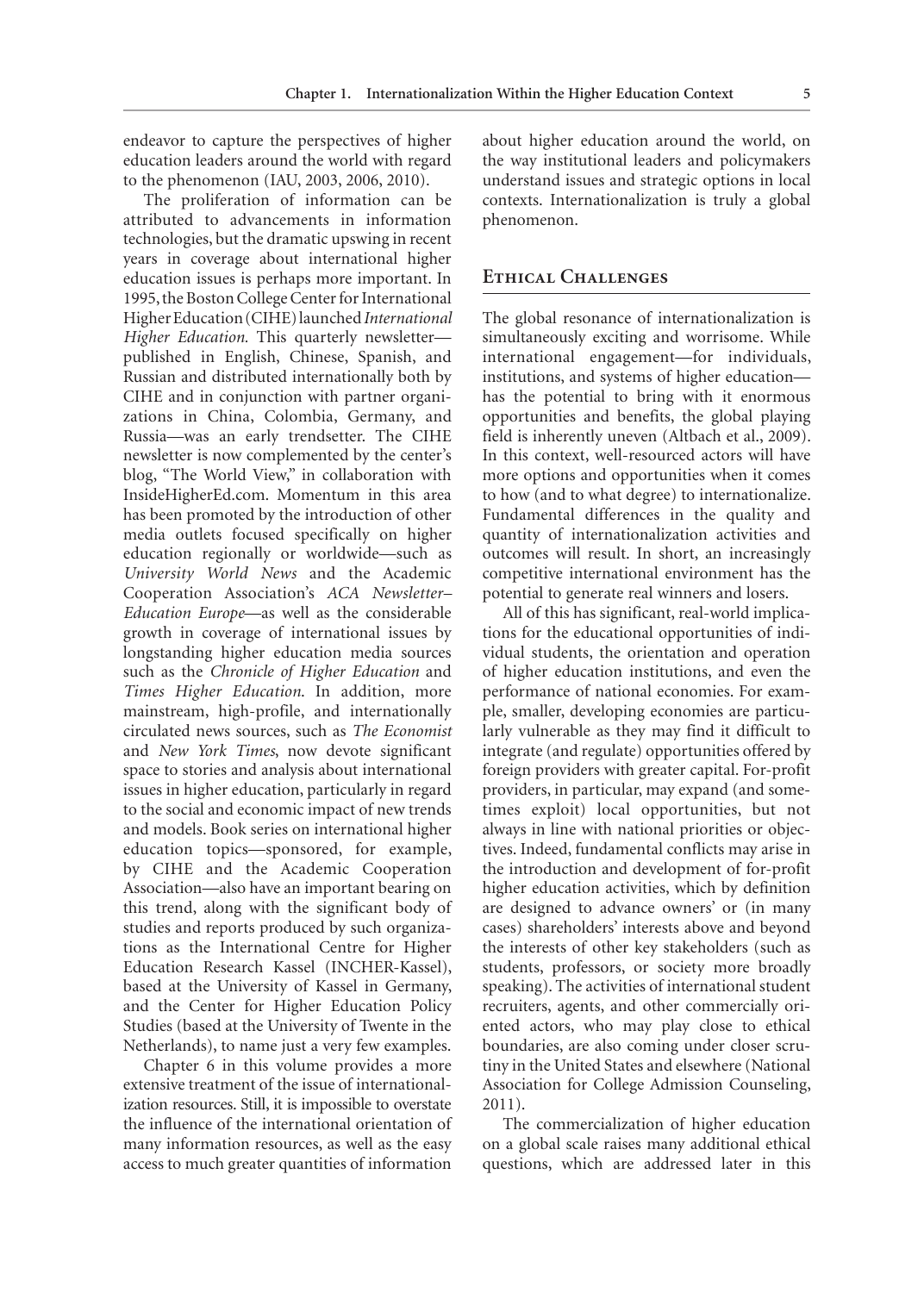endeavor to capture the perspectives of higher education leaders around the world with regard to the phenomenon (IAU, 2003, 2006, 2010).

The proliferation of information can be attributed to advancements in information technologies, but the dramatic upswing in recent years in coverage about international higher education issues is perhaps more important. In 1995, the Boston College Center for International Higher Education (CIHE) launched *International Higher Education.* This quarterly newsletter—published in English, Chinese, Spanish, and Russian and distributed internationally both by CIHE and in conjunction with partner organizations in China, Colombia, Germany, and Russia—was an early trendsetter. The CIHE newsletter is now complemented by the center's blog, "The World View," in collaboration with InsideHigherEd.com. Momentum in this area has been promoted by the introduction of other media outlets focused specifically on higher education regionally or worldwide—such as *University World News* and the Academic Cooperation Association's *ACA Newsletter–Education Europe*—as well as the considerable growth in coverage of international issues by longstanding higher education media sources such as the *Chronicle of Higher Education* and *Times Higher Education.* In addition, more mainstream, high-profile, and internationally circulated news sources, such as *The Economist* and *New York Times*, now devote significant space to stories and analysis about international issues in higher education, particularly in regard to the social and economic impact of new trends and models. Book series on international higher education topics—sponsored, for example, by CIHE and the Academic Cooperation Association—also have an important bearing on this trend, along with the significant body of studies and reports produced by such organizations as the International Centre for Higher Education Research Kassel (INCHER-Kassel), based at the University of Kassel in Germany, and the Center for Higher Education Policy Studies (based at the University of Twente in the Netherlands), to name just a very few examples.

Chapter 6 in this volume provides a more extensive treatment of the issue of internationalization resources. Still, it is impossible to overstate the influence of the international orientation of many information resources, as well as the easy access to much greater quantities of information about higher education around the world, on the way institutional leaders and policymakers understand issues and strategic options in local contexts. Internationalization is truly a global phenomenon.

## Ethical Challenges

The global resonance of internationalization is simultaneously exciting and worrisome. While international engagement—for individuals, institutions, and systems of higher education—has the potential to bring with it enormous opportunities and benefits, the global playing field is inherently uneven (Altbach et al., 2009). In this context, well-resourced actors will have more options and opportunities when it comes to how (and to what degree) to internationalize. Fundamental differences in the quality and quantity of internationalization activities and outcomes will result. In short, an increasingly competitive international environment has the potential to generate real winners and losers.

All of this has significant, real-world implications for the educational opportunities of individual students, the orientation and operation of higher education institutions, and even the performance of national economies. For example, smaller, developing economies are particularly vulnerable as they may find it difficult to integrate (and regulate) opportunities offered by foreign providers with greater capital. For-profit providers, in particular, may expand (and sometimes exploit) local opportunities, but not always in line with national priorities or objectives. Indeed, fundamental conflicts may arise in the introduction and development of for-profit higher education activities, which by definition are designed to advance owners' or (in many cases) shareholders' interests above and beyond the interests of other key stakeholders (such as students, professors, or society more broadly speaking). The activities of international student recruiters, agents, and other commercially oriented actors, who may play close to ethical boundaries, are also coming under closer scrutiny in the United States and elsewhere (National Association for College Admission Counseling, 2011).

The commercialization of higher education on a global scale raises many additional ethical questions, which are addressed later in this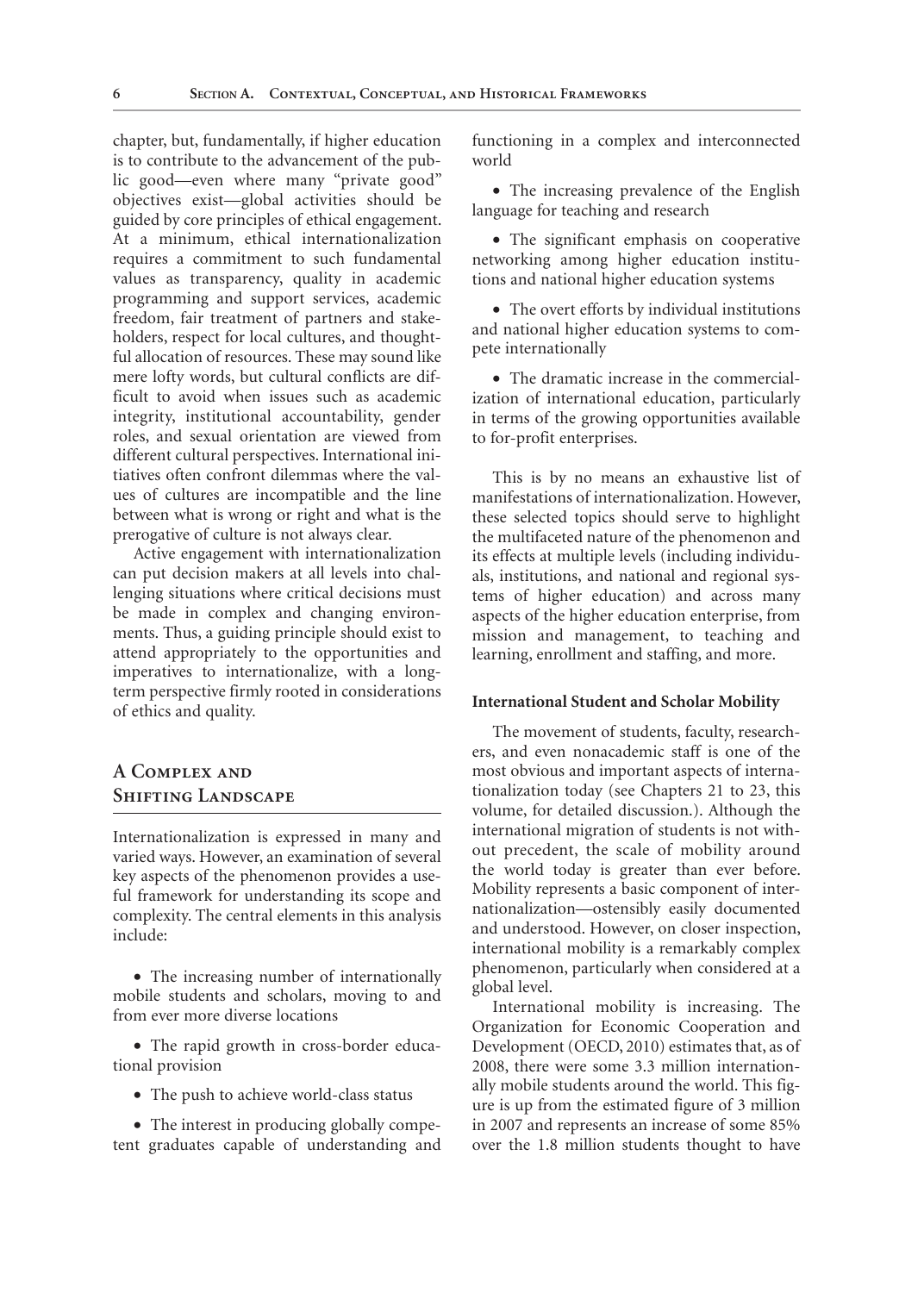chapter, but, fundamentally, if higher education is to contribute to the advancement of the public good—even where many "private good" objectives exist—global activities should be guided by core principles of ethical engagement. At a minimum, ethical internationalization requires a commitment to such fundamental values as transparency, quality in academic programming and support services, academic freedom, fair treatment of partners and stakeholders, respect for local cultures, and thoughtful allocation of resources. These may sound like mere lofty words, but cultural conflicts are difficult to avoid when issues such as academic integrity, institutional accountability, gender roles, and sexual orientation are viewed from different cultural perspectives. International initiatives often confront dilemmas where the values of cultures are incompatible and the line between what is wrong or right and what is the prerogative of culture is not always clear.

Active engagement with internationalization can put decision makers at all levels into challenging situations where critical decisions must be made in complex and changing environments. Thus, a guiding principle should exist to attend appropriately to the opportunities and imperatives to internationalize, with a long-term perspective firmly rooted in considerations of ethics and quality.

## A Complex and Shifting Landscape

Internationalization is expressed in many and varied ways. However, an examination of several key aspects of the phenomenon provides a useful framework for understanding its scope and complexity. The central elements in this analysis include:

- The increasing number of internationally mobile students and scholars, moving to and from ever more diverse locations
- The rapid growth in cross-border educational provision
- The push to achieve world-class status
- The interest in producing globally competent graduates capable of understanding and functioning in a complex and interconnected world
- The increasing prevalence of the English language for teaching and research
- The significant emphasis on cooperative networking among higher education institutions and national higher education systems
- The overt efforts by individual institutions and national higher education systems to compete internationally
- The dramatic increase in the commercialization of international education, particularly in terms of the growing opportunities available to for-profit enterprises.

This is by no means an exhaustive list of manifestations of internationalization. However, these selected topics should serve to highlight the multifaceted nature of the phenomenon and its effects at multiple levels (including individuals, institutions, and national and regional systems of higher education) and across many aspects of the higher education enterprise, from mission and management, to teaching and learning, enrollment and staffing, and more.

### International Student and Scholar Mobility

The movement of students, faculty, researchers, and even nonacademic staff is one of the most obvious and important aspects of internationalization today (see Chapters 21 to 23, this volume, for detailed discussion.). Although the international migration of students is not without precedent, the scale of mobility around the world today is greater than ever before. Mobility represents a basic component of internationalization—ostensibly easily documented and understood. However, on closer inspection, international mobility is a remarkably complex phenomenon, particularly when considered at a global level.

International mobility is increasing. The Organization for Economic Cooperation and Development (OECD, 2010) estimates that, as of 2008, there were some 3.3 million internationally mobile students around the world. This figure is up from the estimated figure of 3 million in 2007 and represents an increase of some 85% over the 1.8 million students thought to have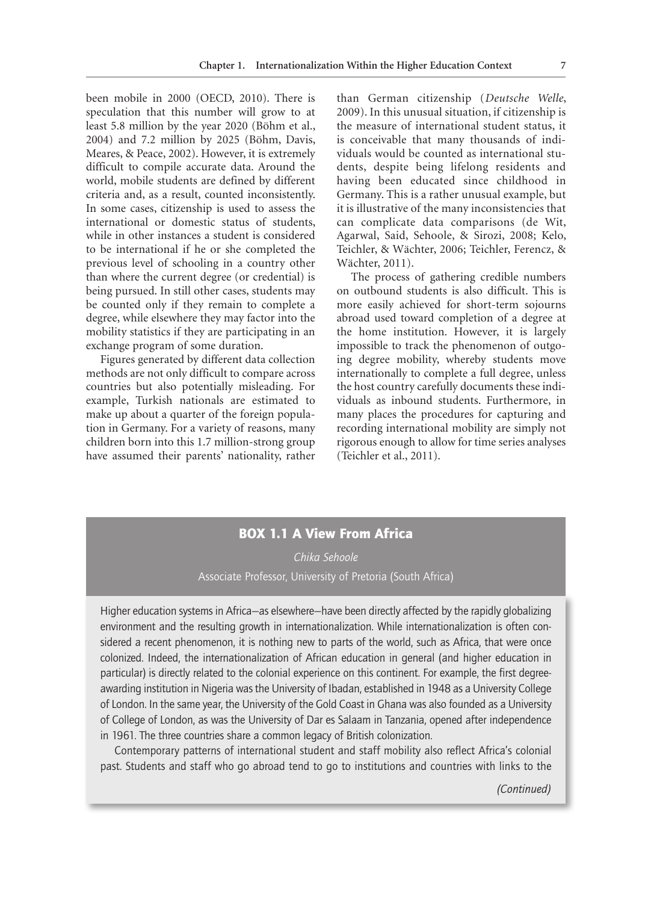been mobile in 2000 (OECD, 2010). There is speculation that this number will grow to at least 5.8 million by the year 2020 (Böhm et al., 2004) and 7.2 million by 2025 (Böhm, Davis, Meares, & Peace, 2002). However, it is extremely difficult to compile accurate data. Around the world, mobile students are defined by different criteria and, as a result, counted inconsistently. In some cases, citizenship is used to assess the international or domestic status of students, while in other instances a student is considered to be international if he or she completed the previous level of schooling in a country other than where the current degree (or credential) is being pursued. In still other cases, students may be counted only if they remain to complete a degree, while elsewhere they may factor into the mobility statistics if they are participating in an exchange program of some duration.

Figures generated by different data collection methods are not only difficult to compare across countries but also potentially misleading. For example, Turkish nationals are estimated to make up about a quarter of the foreign population in Germany. For a variety of reasons, many children born into this 1.7 million-strong group have assumed their parents' nationality, rather than German citizenship (*Deutsche Welle*, 2009). In this unusual situation, if citizenship is the measure of international student status, it is conceivable that many thousands of individuals would be counted as international students, despite being lifelong residents and having been educated since childhood in Germany. This is a rather unusual example, but it is illustrative of the many inconsistencies that can complicate data comparisons (de Wit, Agarwal, Said, Sehoole, & Sirozi, 2008; Kelo, Teichler, & Wächter, 2006; Teichler, Ferencz, & Wächter, 2011).

The process of gathering credible numbers on outbound students is also difficult. This is more easily achieved for short-term sojourns abroad used toward completion of a degree at the home institution. However, it is largely impossible to track the phenomenon of outgoing degree mobility, whereby students move internationally to complete a full degree, unless the host country carefully documents these individuals as inbound students. Furthermore, in many places the procedures for capturing and recording international mobility are simply not rigorous enough to allow for time series analyses (Teichler et al., 2011).

## BOX 1.1 A View From Africa

*Chika Sehoole*

Associate Professor, University of Pretoria (South Africa)

Higher education systems in Africa—as elsewhere—have been directly affected by the rapidly globalizing environment and the resulting growth in internationalization. While internationalization is often considered a recent phenomenon, it is nothing new to parts of the world, such as Africa, that were once colonized. Indeed, the internationalization of African education in general (and higher education in particular) is directly related to the colonial experience on this continent. For example, the first degree-awarding institution in Nigeria was the University of Ibadan, established in 1948 as a University College of London. In the same year, the University of the Gold Coast in Ghana was also founded as a University of College of London, as was the University of Dar es Salaam in Tanzania, opened after independence in 1961. The three countries share a common legacy of British colonization.

Contemporary patterns of international student and staff mobility also reflect Africa's colonial past. Students and staff who go abroad tend to go to institutions and countries with links to the

*(Continued)*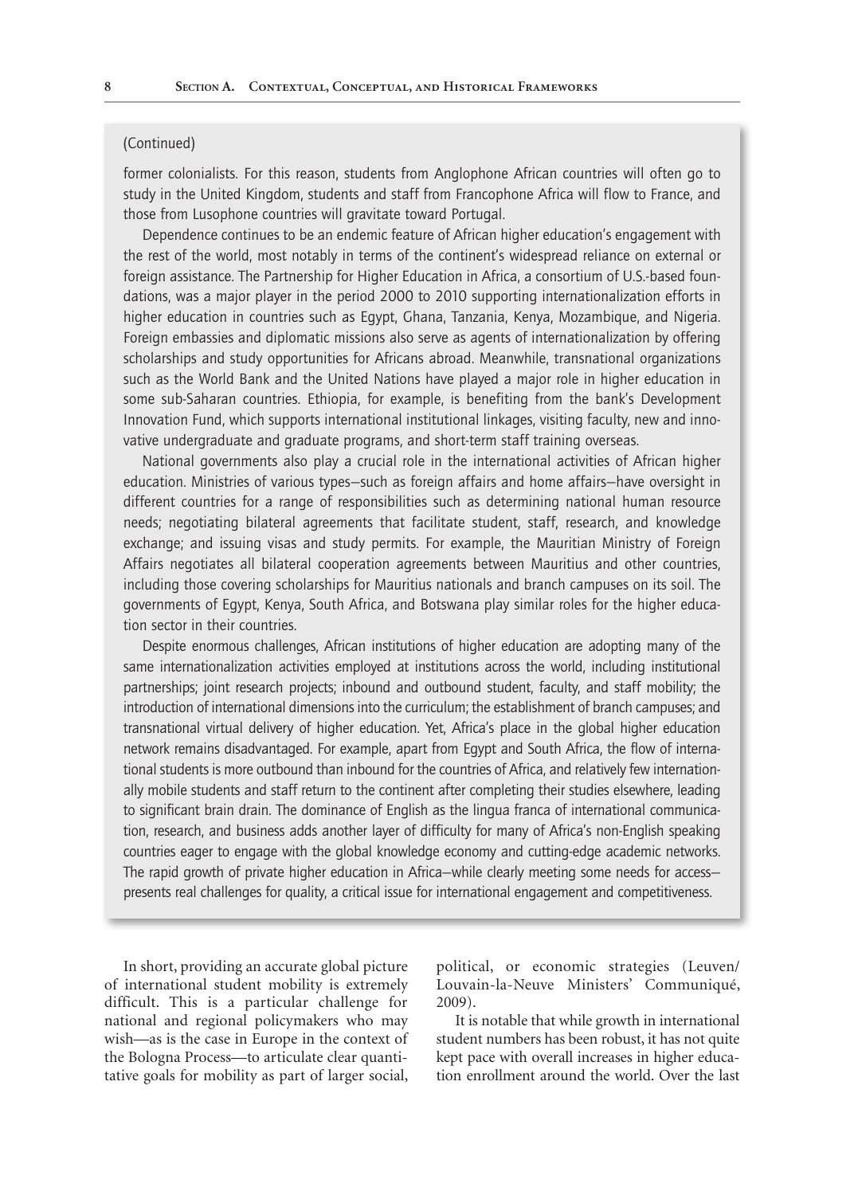(Continued)

former colonialists. For this reason, students from Anglophone African countries will often go to study in the United Kingdom, students and staff from Francophone Africa will flow to France, and those from Lusophone countries will gravitate toward Portugal.

Dependence continues to be an endemic feature of African higher education's engagement with the rest of the world, most notably in terms of the continent's widespread reliance on external or foreign assistance. The Partnership for Higher Education in Africa, a consortium of U.S.-based foundations, was a major player in the period 2000 to 2010 supporting internationalization efforts in higher education in countries such as Egypt, Ghana, Tanzania, Kenya, Mozambique, and Nigeria. Foreign embassies and diplomatic missions also serve as agents of internationalization by offering scholarships and study opportunities for Africans abroad. Meanwhile, transnational organizations such as the World Bank and the United Nations have played a major role in higher education in some sub-Saharan countries. Ethiopia, for example, is benefiting from the bank's Development Innovation Fund, which supports international institutional linkages, visiting faculty, new and innovative undergraduate and graduate programs, and short-term staff training overseas.

National governments also play a crucial role in the international activities of African higher education. Ministries of various types—such as foreign affairs and home affairs—have oversight in different countries for a range of responsibilities such as determining national human resource needs; negotiating bilateral agreements that facilitate student, staff, research, and knowledge exchange; and issuing visas and study permits. For example, the Mauritian Ministry of Foreign Affairs negotiates all bilateral cooperation agreements between Mauritius and other countries, including those covering scholarships for Mauritius nationals and branch campuses on its soil. The governments of Egypt, Kenya, South Africa, and Botswana play similar roles for the higher education sector in their countries.

Despite enormous challenges, African institutions of higher education are adopting many of the same internationalization activities employed at institutions across the world, including institutional partnerships; joint research projects; inbound and outbound student, faculty, and staff mobility; the introduction of international dimensions into the curriculum; the establishment of branch campuses; and transnational virtual delivery of higher education. Yet, Africa's place in the global higher education network remains disadvantaged. For example, apart from Egypt and South Africa, the flow of international students is more outbound than inbound for the countries of Africa, and relatively few internationally mobile students and staff return to the continent after completing their studies elsewhere, leading to significant brain drain. The dominance of English as the lingua franca of international communication, research, and business adds another layer of difficulty for many of Africa's non-English speaking countries eager to engage with the global knowledge economy and cutting-edge academic networks. The rapid growth of private higher education in Africa—while clearly meeting some needs for access—presents real challenges for quality, a critical issue for international engagement and competitiveness.

In short, providing an accurate global picture of international student mobility is extremely difficult. This is a particular challenge for national and regional policymakers who may wish—as is the case in Europe in the context of the Bologna Process—to articulate clear quantitative goals for mobility as part of larger social, political, or economic strategies (Leuven/Louvain-la-Neuve Ministers' Communiqué, 2009).

It is notable that while growth in international student numbers has been robust, it has not quite kept pace with overall increases in higher education enrollment around the world. Over the last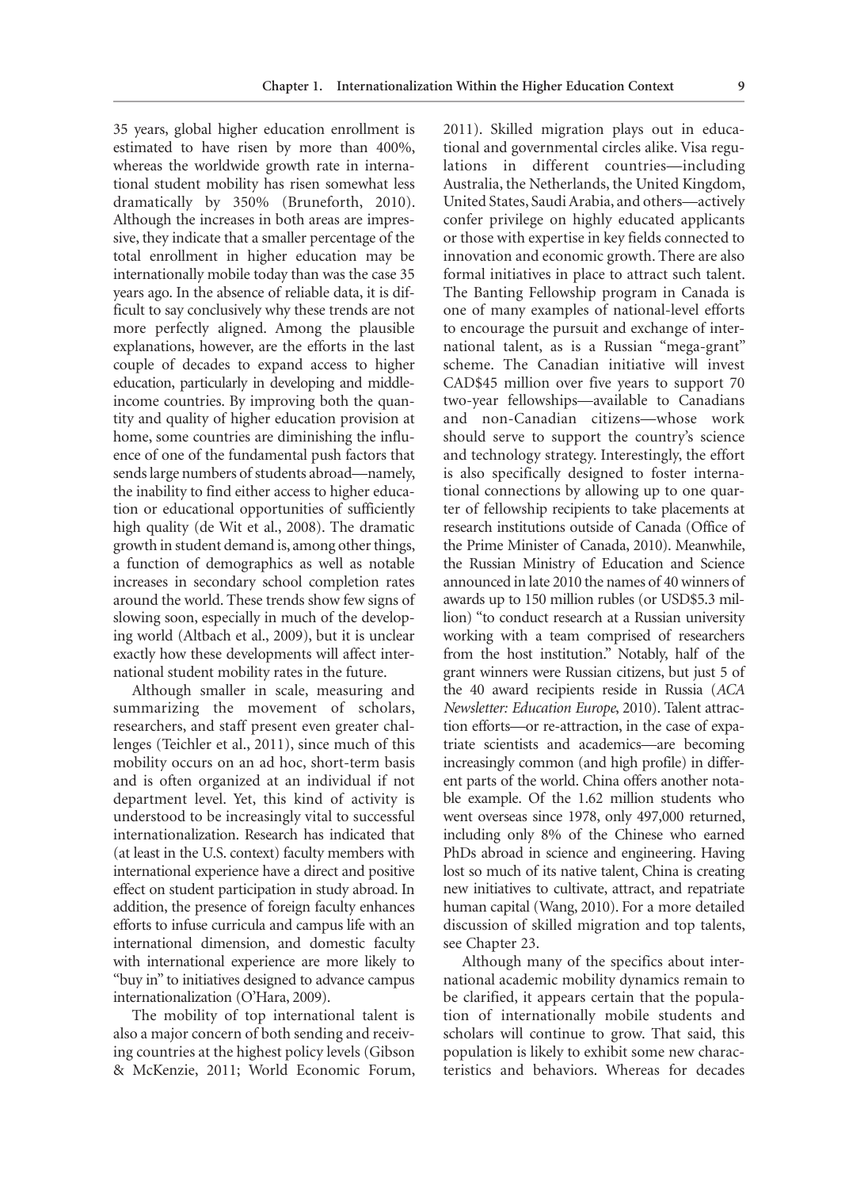35 years, global higher education enrollment is estimated to have risen by more than 400%, whereas the worldwide growth rate in international student mobility has risen somewhat less dramatically by 350% (Bruneforth, 2010). Although the increases in both areas are impressive, they indicate that a smaller percentage of the total enrollment in higher education may be internationally mobile today than was the case 35 years ago. In the absence of reliable data, it is difficult to say conclusively why these trends are not more perfectly aligned. Among the plausible explanations, however, are the efforts in the last couple of decades to expand access to higher education, particularly in developing and middle-income countries. By improving both the quantity and quality of higher education provision at home, some countries are diminishing the influence of one of the fundamental push factors that sends large numbers of students abroad—namely, the inability to find either access to higher education or educational opportunities of sufficiently high quality (de Wit et al., 2008). The dramatic growth in student demand is, among other things, a function of demographics as well as notable increases in secondary school completion rates around the world. These trends show few signs of slowing soon, especially in much of the developing world (Altbach et al., 2009), but it is unclear exactly how these developments will affect international student mobility rates in the future.

Although smaller in scale, measuring and summarizing the movement of scholars, researchers, and staff present even greater challenges (Teichler et al., 2011), since much of this mobility occurs on an ad hoc, short-term basis and is often organized at an individual if not department level. Yet, this kind of activity is understood to be increasingly vital to successful internationalization. Research has indicated that (at least in the U.S. context) faculty members with international experience have a direct and positive effect on student participation in study abroad. In addition, the presence of foreign faculty enhances efforts to infuse curricula and campus life with an international dimension, and domestic faculty with international experience are more likely to "buy in" to initiatives designed to advance campus internationalization (O'Hara, 2009).

The mobility of top international talent is also a major concern of both sending and receiving countries at the highest policy levels (Gibson & McKenzie, 2011; World Economic Forum, 2011). Skilled migration plays out in educational and governmental circles alike. Visa regulations in different countries—including Australia, the Netherlands, the United Kingdom, United States, Saudi Arabia, and others—actively confer privilege on highly educated applicants or those with expertise in key fields connected to innovation and economic growth. There are also formal initiatives in place to attract such talent. The Banting Fellowship program in Canada is one of many examples of national-level efforts to encourage the pursuit and exchange of international talent, as is a Russian "mega-grant" scheme. The Canadian initiative will invest CAD$45 million over five years to support 70 two-year fellowships—available to Canadians and non-Canadian citizens—whose work should serve to support the country's science and technology strategy. Interestingly, the effort is also specifically designed to foster international connections by allowing up to one quarter of fellowship recipients to take placements at research institutions outside of Canada (Office of the Prime Minister of Canada, 2010). Meanwhile, the Russian Ministry of Education and Science announced in late 2010 the names of 40 winners of awards up to 150 million rubles (or USD$5.3 million) "to conduct research at a Russian university working with a team comprised of researchers from the host institution." Notably, half of the grant winners were Russian citizens, but just 5 of the 40 award recipients reside in Russia (*ACA Newsletter: Education Europe*, 2010). Talent attraction efforts—or re-attraction, in the case of expatriate scientists and academics—are becoming increasingly common (and high profile) in different parts of the world. China offers another notable example. Of the 1.62 million students who went overseas since 1978, only 497,000 returned, including only 8% of the Chinese who earned PhDs abroad in science and engineering. Having lost so much of its native talent, China is creating new initiatives to cultivate, attract, and repatriate human capital (Wang, 2010). For a more detailed discussion of skilled migration and top talents, see Chapter 23.

Although many of the specifics about international academic mobility dynamics remain to be clarified, it appears certain that the population of internationally mobile students and scholars will continue to grow. That said, this population is likely to exhibit some new characteristics and behaviors. Whereas for decades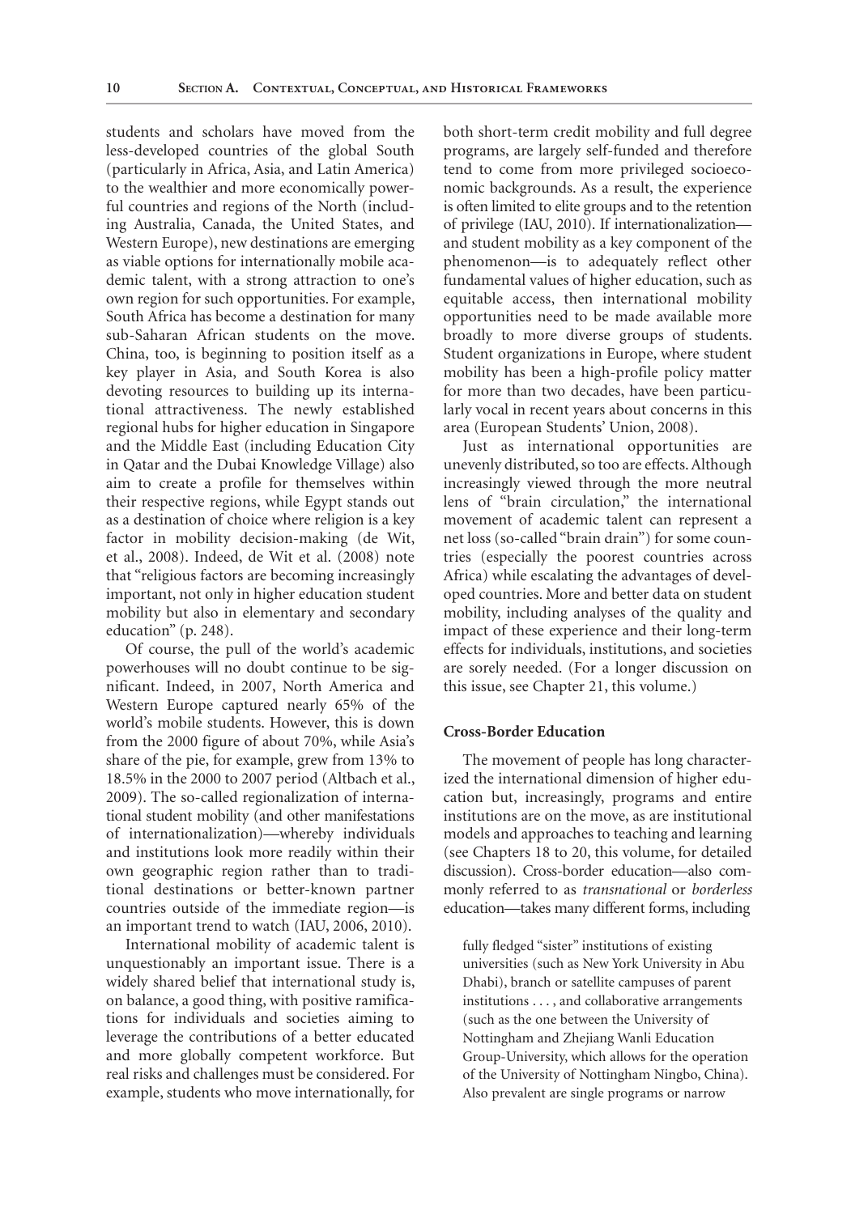students and scholars have moved from the less-developed countries of the global South (particularly in Africa, Asia, and Latin America) to the wealthier and more economically powerful countries and regions of the North (including Australia, Canada, the United States, and Western Europe), new destinations are emerging as viable options for internationally mobile academic talent, with a strong attraction to one's own region for such opportunities. For example, South Africa has become a destination for many sub-Saharan African students on the move. China, too, is beginning to position itself as a key player in Asia, and South Korea is also devoting resources to building up its international attractiveness. The newly established regional hubs for higher education in Singapore and the Middle East (including Education City in Qatar and the Dubai Knowledge Village) also aim to create a profile for themselves within their respective regions, while Egypt stands out as a destination of choice where religion is a key factor in mobility decision-making (de Wit, et al., 2008). Indeed, de Wit et al. (2008) note that "religious factors are becoming increasingly important, not only in higher education student mobility but also in elementary and secondary education" (p. 248).

Of course, the pull of the world's academic powerhouses will no doubt continue to be significant. Indeed, in 2007, North America and Western Europe captured nearly 65% of the world's mobile students. However, this is down from the 2000 figure of about 70%, while Asia's share of the pie, for example, grew from 13% to 18.5% in the 2000 to 2007 period (Altbach et al., 2009). The so-called regionalization of international student mobility (and other manifestations of internationalization)—whereby individuals and institutions look more readily within their own geographic region rather than to traditional destinations or better-known partner countries outside of the immediate region—is an important trend to watch (IAU, 2006, 2010).

International mobility of academic talent is unquestionably an important issue. There is a widely shared belief that international study is, on balance, a good thing, with positive ramifications for individuals and societies aiming to leverage the contributions of a better educated and more globally competent workforce. But real risks and challenges must be considered. For example, students who move internationally, for both short-term credit mobility and full degree programs, are largely self-funded and therefore tend to come from more privileged socioeconomic backgrounds. As a result, the experience is often limited to elite groups and to the retention of privilege (IAU, 2010). If internationalization—and student mobility as a key component of the phenomenon—is to adequately reflect other fundamental values of higher education, such as equitable access, then international mobility opportunities need to be made available more broadly to more diverse groups of students. Student organizations in Europe, where student mobility has been a high-profile policy matter for more than two decades, have been particularly vocal in recent years about concerns in this area (European Students' Union, 2008).

Just as international opportunities are unevenly distributed, so too are effects. Although increasingly viewed through the more neutral lens of "brain circulation," the international movement of academic talent can represent a net loss (so-called "brain drain") for some countries (especially the poorest countries across Africa) while escalating the advantages of developed countries. More and better data on student mobility, including analyses of the quality and impact of these experience and their long-term effects for individuals, institutions, and societies are sorely needed. (For a longer discussion on this issue, see Chapter 21, this volume.)

### Cross-Border Education

The movement of people has long characterized the international dimension of higher education but, increasingly, programs and entire institutions are on the move, as are institutional models and approaches to teaching and learning (see Chapters 18 to 20, this volume, for detailed discussion). Cross-border education—also commonly referred to as *transnational* or *borderless* education—takes many different forms, including

> fully fledged "sister" institutions of existing universities (such as New York University in Abu Dhabi), branch or satellite campuses of parent institutions . . . , and collaborative arrangements (such as the one between the University of Nottingham and Zhejiang Wanli Education Group-University, which allows for the operation of the University of Nottingham Ningbo, China). Also prevalent are single programs or narrow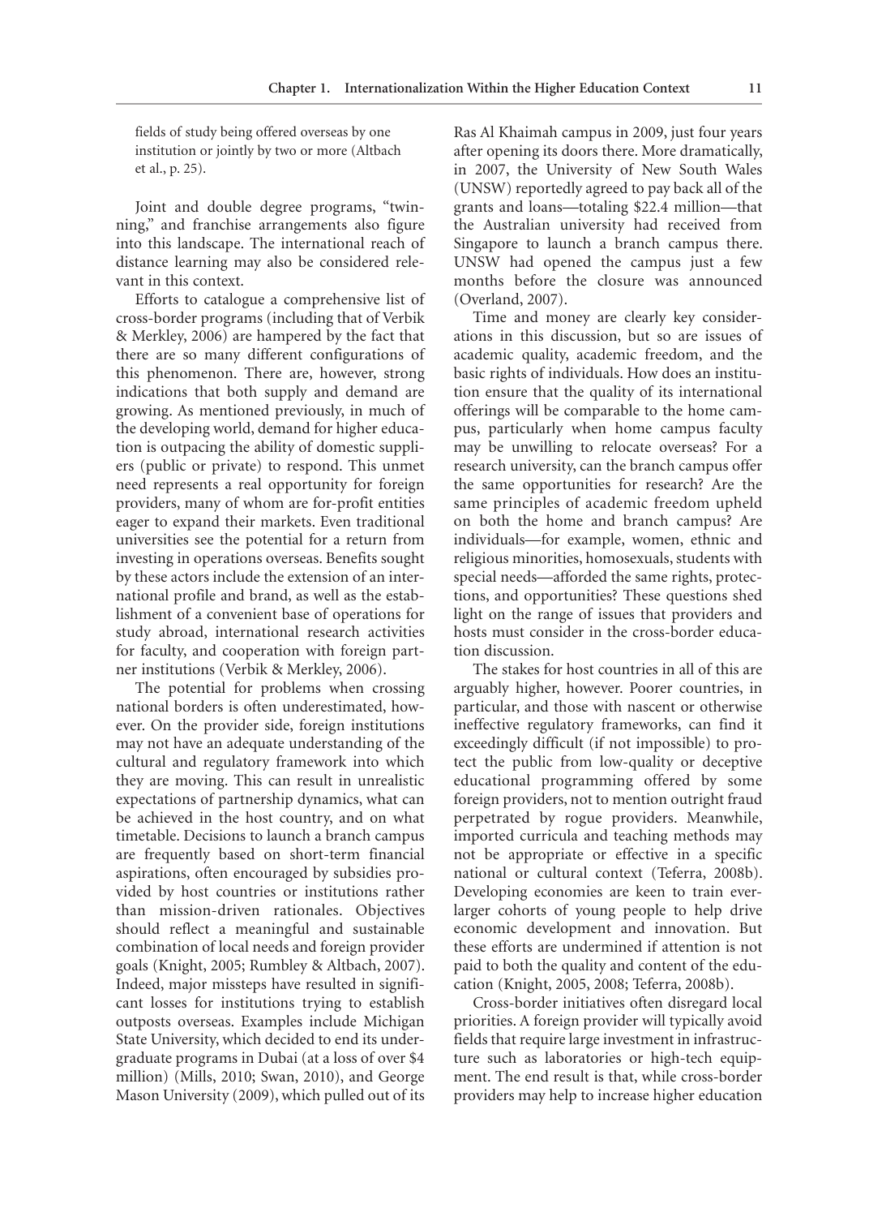fields of study being offered overseas by one institution or jointly by two or more (Altbach et al., p. 25).

Joint and double degree programs, "twinning," and franchise arrangements also figure into this landscape. The international reach of distance learning may also be considered relevant in this context.

Efforts to catalogue a comprehensive list of cross-border programs (including that of Verbik & Merkley, 2006) are hampered by the fact that there are so many different configurations of this phenomenon. There are, however, strong indications that both supply and demand are growing. As mentioned previously, in much of the developing world, demand for higher education is outpacing the ability of domestic suppliers (public or private) to respond. This unmet need represents a real opportunity for foreign providers, many of whom are for-profit entities eager to expand their markets. Even traditional universities see the potential for a return from investing in operations overseas. Benefits sought by these actors include the extension of an international profile and brand, as well as the establishment of a convenient base of operations for study abroad, international research activities for faculty, and cooperation with foreign partner institutions (Verbik & Merkley, 2006).

The potential for problems when crossing national borders is often underestimated, however. On the provider side, foreign institutions may not have an adequate understanding of the cultural and regulatory framework into which they are moving. This can result in unrealistic expectations of partnership dynamics, what can be achieved in the host country, and on what timetable. Decisions to launch a branch campus are frequently based on short-term financial aspirations, often encouraged by subsidies provided by host countries or institutions rather than mission-driven rationales. Objectives should reflect a meaningful and sustainable combination of local needs and foreign provider goals (Knight, 2005; Rumbley & Altbach, 2007). Indeed, major missteps have resulted in significant losses for institutions trying to establish outposts overseas. Examples include Michigan State University, which decided to end its undergraduate programs in Dubai (at a loss of over $4 million) (Mills, 2010; Swan, 2010), and George Mason University (2009), which pulled out of its Ras Al Khaimah campus in 2009, just four years after opening its doors there. More dramatically, in 2007, the University of New South Wales (UNSW) reportedly agreed to pay back all of the grants and loans—totaling $22.4 million—that the Australian university had received from Singapore to launch a branch campus there. UNSW had opened the campus just a few months before the closure was announced (Overland, 2007).

Time and money are clearly key considerations in this discussion, but so are issues of academic quality, academic freedom, and the basic rights of individuals. How does an institution ensure that the quality of its international offerings will be comparable to the home campus, particularly when home campus faculty may be unwilling to relocate overseas? For a research university, can the branch campus offer the same opportunities for research? Are the same principles of academic freedom upheld on both the home and branch campus? Are individuals—for example, women, ethnic and religious minorities, homosexuals, students with special needs—afforded the same rights, protections, and opportunities? These questions shed light on the range of issues that providers and hosts must consider in the cross-border education discussion.

The stakes for host countries in all of this are arguably higher, however. Poorer countries, in particular, and those with nascent or otherwise ineffective regulatory frameworks, can find it exceedingly difficult (if not impossible) to protect the public from low-quality or deceptive educational programming offered by some foreign providers, not to mention outright fraud perpetrated by rogue providers. Meanwhile, imported curricula and teaching methods may not be appropriate or effective in a specific national or cultural context (Teferra, 2008b). Developing economies are keen to train ever-larger cohorts of young people to help drive economic development and innovation. But these efforts are undermined if attention is not paid to both the quality and content of the education (Knight, 2005, 2008; Teferra, 2008b).

Cross-border initiatives often disregard local priorities. A foreign provider will typically avoid fields that require large investment in infrastructure such as laboratories or high-tech equipment. The end result is that, while cross-border providers may help to increase higher education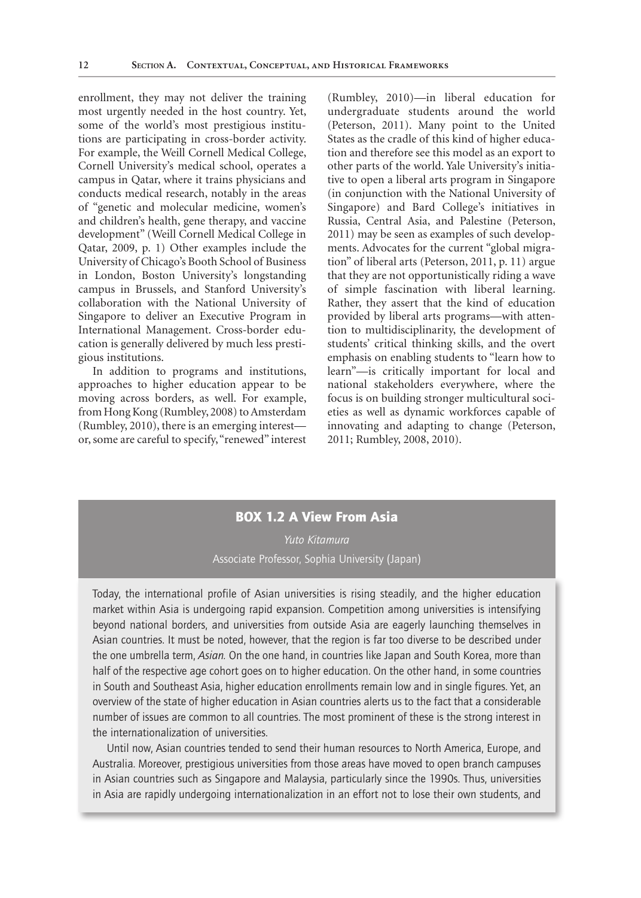enrollment, they may not deliver the training most urgently needed in the host country. Yet, some of the world's most prestigious institutions are participating in cross-border activity. For example, the Weill Cornell Medical College, Cornell University's medical school, operates a campus in Qatar, where it trains physicians and conducts medical research, notably in the areas of "genetic and molecular medicine, women's and children's health, gene therapy, and vaccine development" (Weill Cornell Medical College in Qatar, 2009, p. 1) Other examples include the University of Chicago's Booth School of Business in London, Boston University's longstanding campus in Brussels, and Stanford University's collaboration with the National University of Singapore to deliver an Executive Program in International Management. Cross-border education is generally delivered by much less prestigious institutions.

In addition to programs and institutions, approaches to higher education appear to be moving across borders, as well. For example, from Hong Kong (Rumbley, 2008) to Amsterdam (Rumbley, 2010), there is an emerging interest—or, some are careful to specify, "renewed" interest (Rumbley, 2010)—in liberal education for undergraduate students around the world (Peterson, 2011). Many point to the United States as the cradle of this kind of higher education and therefore see this model as an export to other parts of the world. Yale University's initiative to open a liberal arts program in Singapore (in conjunction with the National University of Singapore) and Bard College's initiatives in Russia, Central Asia, and Palestine (Peterson, 2011) may be seen as examples of such developments. Advocates for the current "global migration" of liberal arts (Peterson, 2011, p. 11) argue that they are not opportunistically riding a wave of simple fascination with liberal learning. Rather, they assert that the kind of education provided by liberal arts programs—with attention to multidisciplinarity, the development of students' critical thinking skills, and the overt emphasis on enabling students to "learn how to learn"—is critically important for local and national stakeholders everywhere, where the focus is on building stronger multicultural societies as well as dynamic workforces capable of innovating and adapting to change (Peterson, 2011; Rumbley, 2008, 2010).

## BOX 1.2 A View From Asia

*Yuto Kitamura*

Associate Professor, Sophia University (Japan)

Today, the international profile of Asian universities is rising steadily, and the higher education market within Asia is undergoing rapid expansion. Competition among universities is intensifying beyond national borders, and universities from outside Asia are eagerly launching themselves in Asian countries. It must be noted, however, that the region is far too diverse to be described under the one umbrella term, *Asian.* On the one hand, in countries like Japan and South Korea, more than half of the respective age cohort goes on to higher education. On the other hand, in some countries in South and Southeast Asia, higher education enrollments remain low and in single figures. Yet, an overview of the state of higher education in Asian countries alerts us to the fact that a considerable number of issues are common to all countries. The most prominent of these is the strong interest in the internationalization of universities.

Until now, Asian countries tended to send their human resources to North America, Europe, and Australia. Moreover, prestigious universities from those areas have moved to open branch campuses in Asian countries such as Singapore and Malaysia, particularly since the 1990s. Thus, universities in Asia are rapidly undergoing internationalization in an effort not to lose their own students, and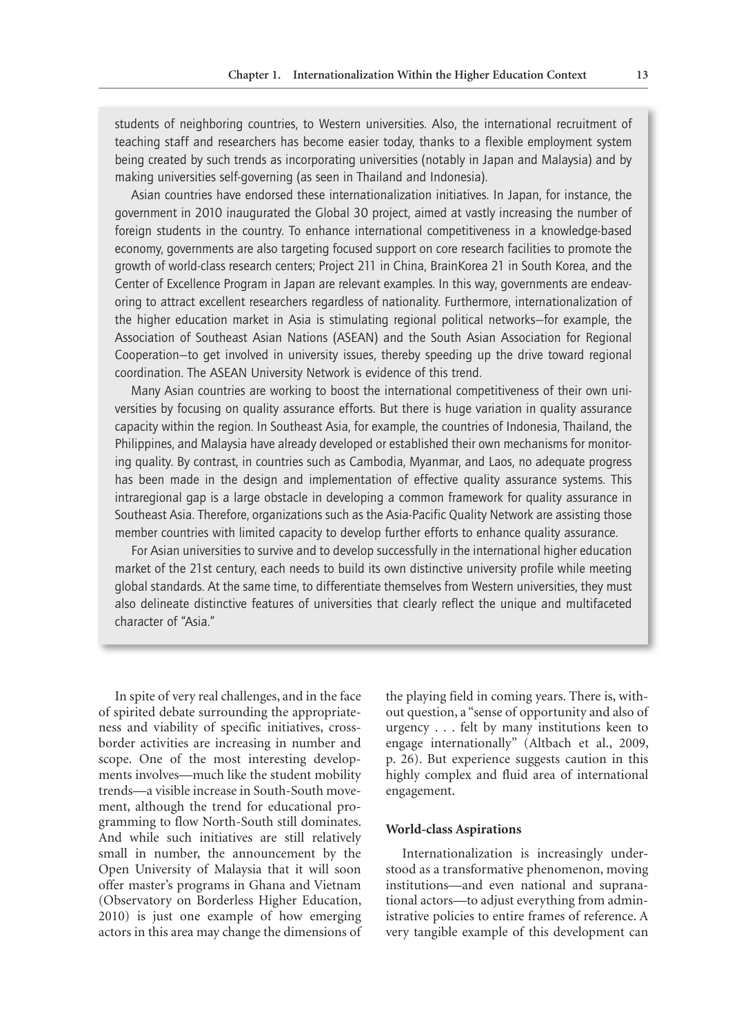students of neighboring countries, to Western universities. Also, the international recruitment of teaching staff and researchers has become easier today, thanks to a flexible employment system being created by such trends as incorporating universities (notably in Japan and Malaysia) and by making universities self-governing (as seen in Thailand and Indonesia).

Asian countries have endorsed these internationalization initiatives. In Japan, for instance, the government in 2010 inaugurated the Global 30 project, aimed at vastly increasing the number of foreign students in the country. To enhance international competitiveness in a knowledge-based economy, governments are also targeting focused support on core research facilities to promote the growth of world-class research centers; Project 211 in China, BrainKorea 21 in South Korea, and the Center of Excellence Program in Japan are relevant examples. In this way, governments are endeavoring to attract excellent researchers regardless of nationality. Furthermore, internationalization of the higher education market in Asia is stimulating regional political networks—for example, the Association of Southeast Asian Nations (ASEAN) and the South Asian Association for Regional Cooperation—to get involved in university issues, thereby speeding up the drive toward regional coordination. The ASEAN University Network is evidence of this trend.

Many Asian countries are working to boost the international competitiveness of their own universities by focusing on quality assurance efforts. But there is huge variation in quality assurance capacity within the region. In Southeast Asia, for example, the countries of Indonesia, Thailand, the Philippines, and Malaysia have already developed or established their own mechanisms for monitoring quality. By contrast, in countries such as Cambodia, Myanmar, and Laos, no adequate progress has been made in the design and implementation of effective quality assurance systems. This intraregional gap is a large obstacle in developing a common framework for quality assurance in Southeast Asia. Therefore, organizations such as the Asia-Pacific Quality Network are assisting those member countries with limited capacity to develop further efforts to enhance quality assurance.

For Asian universities to survive and to develop successfully in the international higher education market of the 21st century, each needs to build its own distinctive university profile while meeting global standards. At the same time, to differentiate themselves from Western universities, they must also delineate distinctive features of universities that clearly reflect the unique and multifaceted character of "Asia."

In spite of very real challenges, and in the face of spirited debate surrounding the appropriateness and viability of specific initiatives, cross-border activities are increasing in number and scope. One of the most interesting developments involves—much like the student mobility trends—a visible increase in South-South movement, although the trend for educational programming to flow North-South still dominates. And while such initiatives are still relatively small in number, the announcement by the Open University of Malaysia that it will soon offer master's programs in Ghana and Vietnam (Observatory on Borderless Higher Education, 2010) is just one example of how emerging actors in this area may change the dimensions of the playing field in coming years. There is, without question, a "sense of opportunity and also of urgency . . . felt by many institutions keen to engage internationally" (Altbach et al., 2009, p. 26). But experience suggests caution in this highly complex and fluid area of international engagement.

### World-class Aspirations

Internationalization is increasingly understood as a transformative phenomenon, moving institutions—and even national and supranational actors—to adjust everything from administrative policies to entire frames of reference. A very tangible example of this development can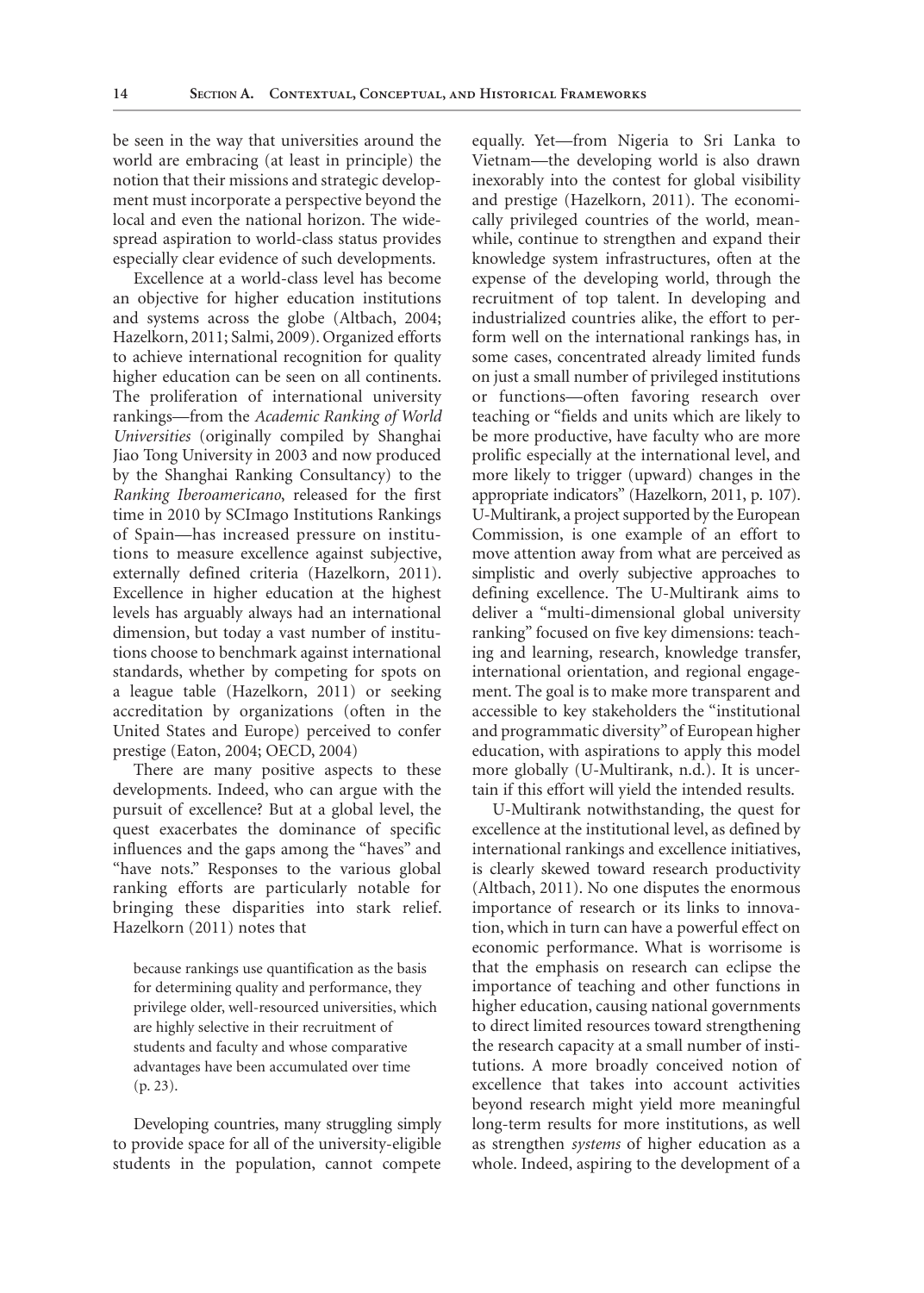be seen in the way that universities around the world are embracing (at least in principle) the notion that their missions and strategic development must incorporate a perspective beyond the local and even the national horizon. The widespread aspiration to world-class status provides especially clear evidence of such developments.

Excellence at a world-class level has become an objective for higher education institutions and systems across the globe (Altbach, 2004; Hazelkorn, 2011; Salmi, 2009). Organized efforts to achieve international recognition for quality higher education can be seen on all continents. The proliferation of international university rankings—from the *Academic Ranking of World Universities* (originally compiled by Shanghai Jiao Tong University in 2003 and now produced by the Shanghai Ranking Consultancy) to the *Ranking Iberoamericano*, released for the first time in 2010 by SCImago Institutions Rankings of Spain—has increased pressure on institutions to measure excellence against subjective, externally defined criteria (Hazelkorn, 2011). Excellence in higher education at the highest levels has arguably always had an international dimension, but today a vast number of institutions choose to benchmark against international standards, whether by competing for spots on a league table (Hazelkorn, 2011) or seeking accreditation by organizations (often in the United States and Europe) perceived to confer prestige (Eaton, 2004; OECD, 2004)

There are many positive aspects to these developments. Indeed, who can argue with the pursuit of excellence? But at a global level, the quest exacerbates the dominance of specific influences and the gaps among the "haves" and "have nots." Responses to the various global ranking efforts are particularly notable for bringing these disparities into stark relief. Hazelkorn (2011) notes that

> because rankings use quantification as the basis for determining quality and performance, they privilege older, well-resourced universities, which are highly selective in their recruitment of students and faculty and whose comparative advantages have been accumulated over time (p. 23).

Developing countries, many struggling simply to provide space for all of the university-eligible students in the population, cannot compete equally. Yet—from Nigeria to Sri Lanka to Vietnam—the developing world is also drawn inexorably into the contest for global visibility and prestige (Hazelkorn, 2011). The economically privileged countries of the world, meanwhile, continue to strengthen and expand their knowledge system infrastructures, often at the expense of the developing world, through the recruitment of top talent. In developing and industrialized countries alike, the effort to perform well on the international rankings has, in some cases, concentrated already limited funds on just a small number of privileged institutions or functions—often favoring research over teaching or "fields and units which are likely to be more productive, have faculty who are more prolific especially at the international level, and more likely to trigger (upward) changes in the appropriate indicators" (Hazelkorn, 2011, p. 107). U-Multirank, a project supported by the European Commission, is one example of an effort to move attention away from what are perceived as simplistic and overly subjective approaches to defining excellence. The U-Multirank aims to deliver a "multi-dimensional global university ranking" focused on five key dimensions: teaching and learning, research, knowledge transfer, international orientation, and regional engagement. The goal is to make more transparent and accessible to key stakeholders the "institutional and programmatic diversity" of European higher education, with aspirations to apply this model more globally (U-Multirank, n.d.). It is uncertain if this effort will yield the intended results.

U-Multirank notwithstanding, the quest for excellence at the institutional level, as defined by international rankings and excellence initiatives, is clearly skewed toward research productivity (Altbach, 2011). No one disputes the enormous importance of research or its links to innovation, which in turn can have a powerful effect on economic performance. What is worrisome is that the emphasis on research can eclipse the importance of teaching and other functions in higher education, causing national governments to direct limited resources toward strengthening the research capacity at a small number of institutions. A more broadly conceived notion of excellence that takes into account activities beyond research might yield more meaningful long-term results for more institutions, as well as strengthen *systems* of higher education as a whole. Indeed, aspiring to the development of a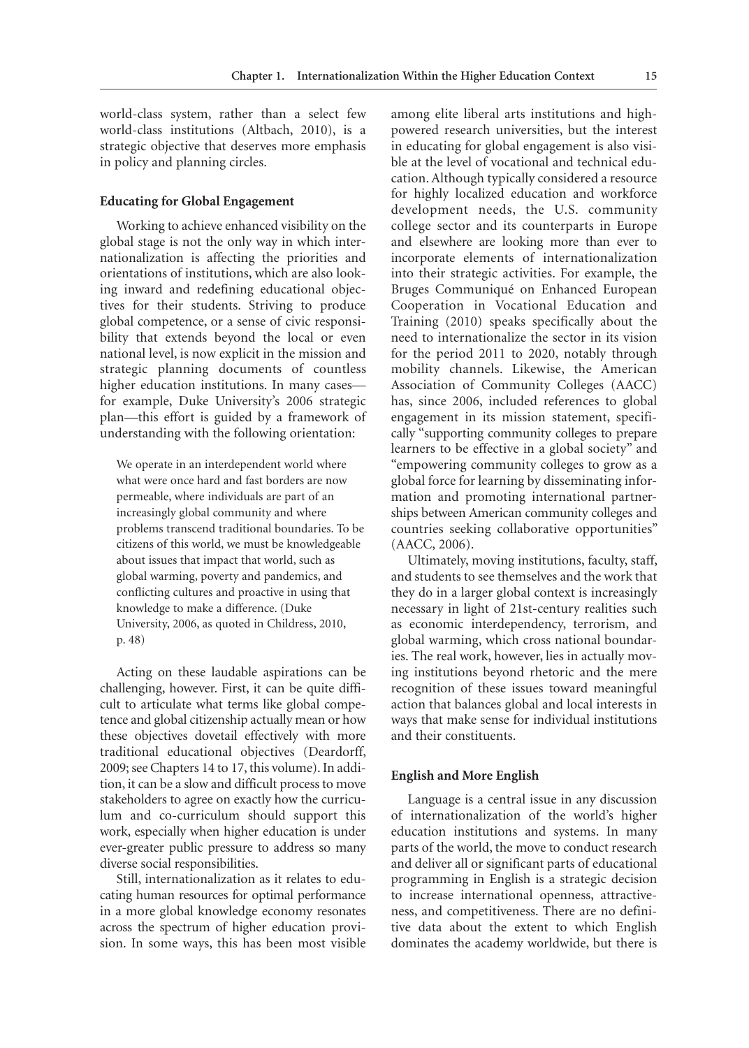world-class system, rather than a select few world-class institutions (Altbach, 2010), is a strategic objective that deserves more emphasis in policy and planning circles.

### Educating for Global Engagement

Working to achieve enhanced visibility on the global stage is not the only way in which internationalization is affecting the priorities and orientations of institutions, which are also looking inward and redefining educational objectives for their students. Striving to produce global competence, or a sense of civic responsibility that extends beyond the local or even national level, is now explicit in the mission and strategic planning documents of countless higher education institutions. In many cases—for example, Duke University's 2006 strategic plan—this effort is guided by a framework of understanding with the following orientation:

> We operate in an interdependent world where what were once hard and fast borders are now permeable, where individuals are part of an increasingly global community and where problems transcend traditional boundaries. To be citizens of this world, we must be knowledgeable about issues that impact that world, such as global warming, poverty and pandemics, and conflicting cultures and proactive in using that knowledge to make a difference. (Duke University, 2006, as quoted in Childress, 2010, p. 48)

Acting on these laudable aspirations can be challenging, however. First, it can be quite difficult to articulate what terms like global competence and global citizenship actually mean or how these objectives dovetail effectively with more traditional educational objectives (Deardorff, 2009; see Chapters 14 to 17, this volume). In addition, it can be a slow and difficult process to move stakeholders to agree on exactly how the curriculum and co-curriculum should support this work, especially when higher education is under ever-greater public pressure to address so many diverse social responsibilities.

Still, internationalization as it relates to educating human resources for optimal performance in a more global knowledge economy resonates across the spectrum of higher education provision. In some ways, this has been most visible among elite liberal arts institutions and high-powered research universities, but the interest in educating for global engagement is also visible at the level of vocational and technical education. Although typically considered a resource for highly localized education and workforce development needs, the U.S. community college sector and its counterparts in Europe and elsewhere are looking more than ever to incorporate elements of internationalization into their strategic activities. For example, the Bruges Communiqué on Enhanced European Cooperation in Vocational Education and Training (2010) speaks specifically about the need to internationalize the sector in its vision for the period 2011 to 2020, notably through mobility channels. Likewise, the American Association of Community Colleges (AACC) has, since 2006, included references to global engagement in its mission statement, specifically "supporting community colleges to prepare learners to be effective in a global society" and "empowering community colleges to grow as a global force for learning by disseminating information and promoting international partnerships between American community colleges and countries seeking collaborative opportunities" (AACC, 2006).

Ultimately, moving institutions, faculty, staff, and students to see themselves and the work that they do in a larger global context is increasingly necessary in light of 21st-century realities such as economic interdependency, terrorism, and global warming, which cross national boundaries. The real work, however, lies in actually moving institutions beyond rhetoric and the mere recognition of these issues toward meaningful action that balances global and local interests in ways that make sense for individual institutions and their constituents.

### English and More English

Language is a central issue in any discussion of internationalization of the world's higher education institutions and systems. In many parts of the world, the move to conduct research and deliver all or significant parts of educational programming in English is a strategic decision to increase international openness, attractiveness, and competitiveness. There are no definitive data about the extent to which English dominates the academy worldwide, but there is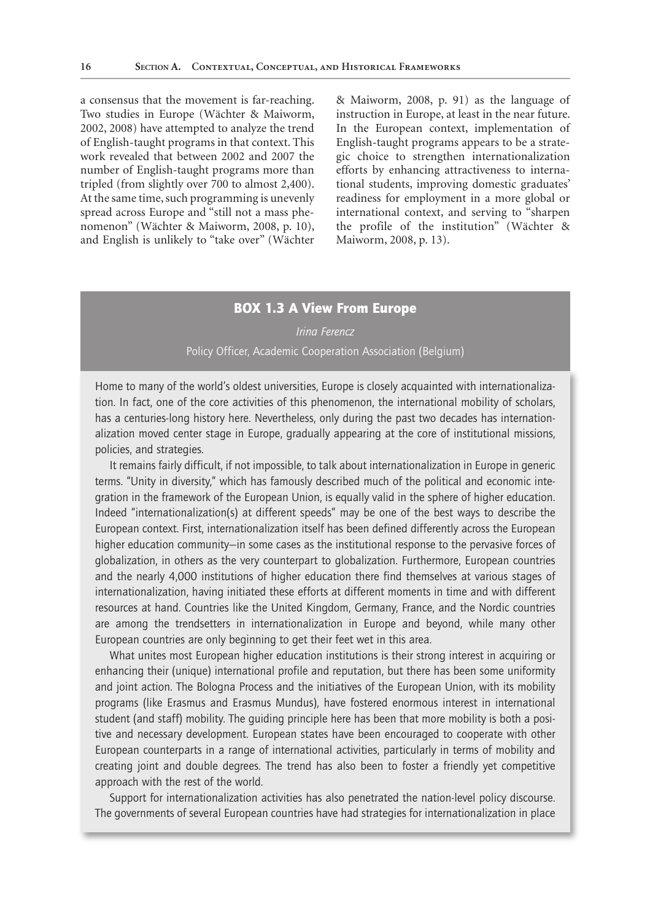a consensus that the movement is far-reaching. Two studies in Europe (Wächter & Maiworm, 2002, 2008) have attempted to analyze the trend of English-taught programs in that context. This work revealed that between 2002 and 2007 the number of English-taught programs more than tripled (from slightly over 700 to almost 2,400). At the same time, such programming is unevenly spread across Europe and "still not a mass phenomenon" (Wächter and Maiworm, 2008, p. 10), and English is unlikely to "take over" (Wächter & Maiworm, 2008, p. 91) as the language of instruction in Europe, at least in the near future. In the European context, implementation of English-taught programs appears to be a strategic choice to strengthen internationalization efforts by enhancing attractiveness to international students, improving domestic graduates' readiness for employment in a more global or international context, and serving to "sharpen the profile of the institution" (Wächter & Maiworm, 2008, p. 13).

## BOX 1.3 A View From Europe

*Irina Ferencz*

Policy Officer, Academic Cooperation Association (Belgium)

Home to many of the world's oldest universities, Europe is closely acquainted with internationalization. In fact, one of the core activities of this phenomenon, the international mobility of scholars, has a centuries-long history here. Nevertheless, only during the past two decades has internationalization moved center stage in Europe, gradually appearing at the core of institutional missions, policies, and strategies.

It remains fairly difficult, if not impossible, to talk about internationalization in Europe in generic terms. "Unity in diversity," which has famously described much of the political and economic integration in the framework of the European Union, is equally valid in the sphere of higher education. Indeed "internationalization(s) at different speeds" may be one of the best ways to describe the European context. First, internationalization itself has been defined differently across the European higher education community—in some cases as the institutional response to the pervasive forces of globalization, in others as the very counterpart to globalization. Furthermore, European countries and the nearly 4,000 institutions of higher education there find themselves at various stages of internationalization, having initiated these efforts at different moments in time and with different resources at hand. Countries like the United Kingdom, Germany, France, and the Nordic countries are among the trendsetters in internationalization in Europe and beyond, while many other European countries are only beginning to get their feet wet in this area.

What unites most European higher education institutions is their strong interest in acquiring or enhancing their (unique) international profile and reputation, but there has been some uniformity and joint action. The Bologna Process and the initiatives of the European Union, with its mobility programs (like Erasmus and Erasmus Mundus), have fostered enormous interest in international student (and staff) mobility. The guiding principle here has been that more mobility is both a positive and necessary development. European states have been encouraged to cooperate with other European counterparts in a range of international activities, particularly in terms of mobility and creating joint and double degrees. The trend has also been to foster a friendly yet competitive approach with the rest of the world.

Support for internationalization activities has also penetrated the nation-level policy discourse. The governments of several European countries have had strategies for internationalization in place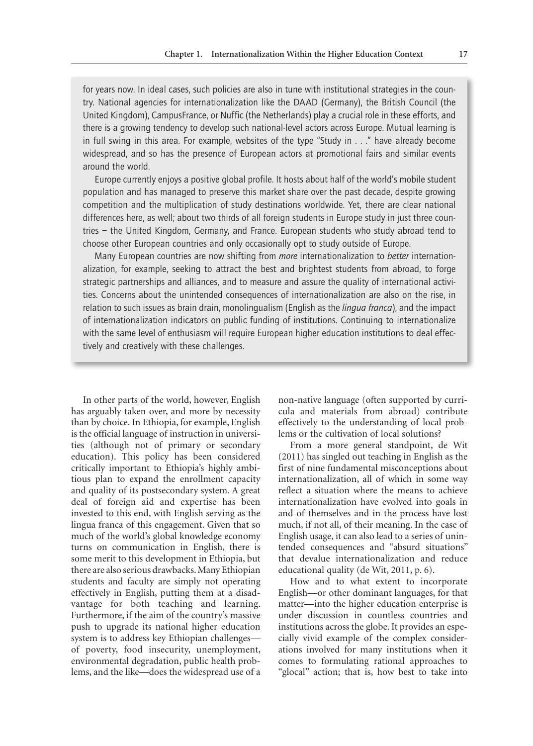for years now. In ideal cases, such policies are also in tune with institutional strategies in the country. National agencies for internationalization like the DAAD (Germany), the British Council (the United Kingdom), CampusFrance, or Nuffic (the Netherlands) play a crucial role in these efforts, and there is a growing tendency to develop such national-level actors across Europe. Mutual learning is in full swing in this area. For example, websites of the type "Study in . . ." have already become widespread, and so has the presence of European actors at promotional fairs and similar events around the world.

Europe currently enjoys a positive global profile. It hosts about half of the world's mobile student population and has managed to preserve this market share over the past decade, despite growing competition and the multiplication of study destinations worldwide. Yet, there are clear national differences here, as well; about two thirds of all foreign students in Europe study in just three countries – the United Kingdom, Germany, and France. European students who study abroad tend to choose other European countries and only occasionally opt to study outside of Europe.

Many European countries are now shifting from *more* internationalization to *better* internationalization, for example, seeking to attract the best and brightest students from abroad, to forge strategic partnerships and alliances, and to measure and assure the quality of international activities. Concerns about the unintended consequences of internationalization are also on the rise, in relation to such issues as brain drain, monolingualism (English as the *lingua franca*), and the impact of internationalization indicators on public funding of institutions. Continuing to internationalize with the same level of enthusiasm will require European higher education institutions to deal effectively and creatively with these challenges.

In other parts of the world, however, English has arguably taken over, and more by necessity than by choice. In Ethiopia, for example, English is the official language of instruction in universities (although not of primary or secondary education). This policy has been considered critically important to Ethiopia's highly ambitious plan to expand the enrollment capacity and quality of its postsecondary system. A great deal of foreign aid and expertise has been invested to this end, with English serving as the lingua franca of this engagement. Given that so much of the world's global knowledge economy turns on communication in English, there is some merit to this development in Ethiopia, but there are also serious drawbacks. Many Ethiopian students and faculty are simply not operating effectively in English, putting them at a disadvantage for both teaching and learning. Furthermore, if the aim of the country's massive push to upgrade its national higher education system is to address key Ethiopian challenges—of poverty, food insecurity, unemployment, environmental degradation, public health problems, and the like—does the widespread use of a non-native language (often supported by curricula and materials from abroad) contribute effectively to the understanding of local problems or the cultivation of local solutions?

From a more general standpoint, de Wit (2011) has singled out teaching in English as the first of nine fundamental misconceptions about internationalization, all of which in some way reflect a situation where the means to achieve internationalization have evolved into goals in and of themselves and in the process have lost much, if not all, of their meaning. In the case of English usage, it can also lead to a series of unintended consequences and "absurd situations" that devalue internationalization and reduce educational quality (de Wit, 2011, p. 6).

How and to what extent to incorporate English—or other dominant languages, for that matter—into the higher education enterprise is under discussion in countless countries and institutions across the globe. It provides an especially vivid example of the complex considerations involved for many institutions when it comes to formulating rational approaches to "glocal" action; that is, how best to take into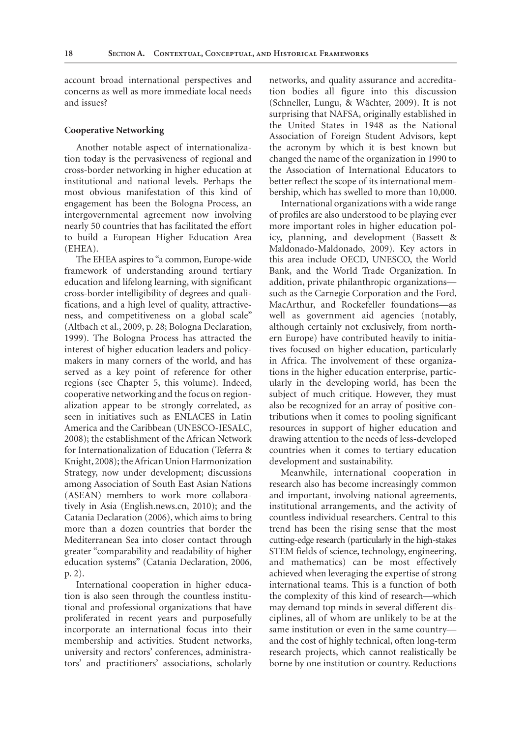account broad international perspectives and concerns as well as more immediate local needs and issues?

### Cooperative Networking

Another notable aspect of internationalization today is the pervasiveness of regional and cross-border networking in higher education at institutional and national levels. Perhaps the most obvious manifestation of this kind of engagement has been the Bologna Process, an intergovernmental agreement now involving nearly 50 countries that has facilitated the effort to build a European Higher Education Area (EHEA).

The EHEA aspires to "a common, Europe-wide framework of understanding around tertiary education and lifelong learning, with significant cross-border intelligibility of degrees and qualifications, and a high level of quality, attractiveness, and competitiveness on a global scale" (Altbach et al., 2009, p. 28; Bologna Declaration, 1999). The Bologna Process has attracted the interest of higher education leaders and policymakers in many corners of the world, and has served as a key point of reference for other regions (see Chapter 5, this volume). Indeed, cooperative networking and the focus on regionalization appear to be strongly correlated, as seen in initiatives such as ENLACES in Latin America and the Caribbean (UNESCO-IESALC, 2008); the establishment of the African Network for Internationalization of Education (Teferra & Knight, 2008); the African Union Harmonization Strategy, now under development; discussions among Association of South East Asian Nations (ASEAN) members to work more collaboratively in Asia (English.news.cn, 2010); and the Catania Declaration (2006), which aims to bring more than a dozen countries that border the Mediterranean Sea into closer contact through greater "comparability and readability of higher education systems" (Catania Declaration, 2006, p. 2).

International cooperation in higher education is also seen through the countless institutional and professional organizations that have proliferated in recent years and purposefully incorporate an international focus into their membership and activities. Student networks, university and rectors' conferences, administrators' and practitioners' associations, scholarly networks, and quality assurance and accreditation bodies all figure into this discussion (Schneller, Lungu, & Wächter, 2009). It is not surprising that NAFSA, originally established in the United States in 1948 as the National Association of Foreign Student Advisors, kept the acronym by which it is best known but changed the name of the organization in 1990 to the Association of International Educators to better reflect the scope of its international membership, which has swelled to more than 10,000.

International organizations with a wide range of profiles are also understood to be playing ever more important roles in higher education policy, planning, and development (Bassett & Maldonado-Maldonado, 2009). Key actors in this area include OECD, UNESCO, the World Bank, and the World Trade Organization. In addition, private philanthropic organizations—such as the Carnegie Corporation and the Ford, MacArthur, and Rockefeller foundations—as well as government aid agencies (notably, although certainly not exclusively, from northern Europe) have contributed heavily to initiatives focused on higher education, particularly in Africa. The involvement of these organizations in the higher education enterprise, particularly in the developing world, has been the subject of much critique. However, they must also be recognized for an array of positive contributions when it comes to pooling significant resources in support of higher education and drawing attention to the needs of less-developed countries when it comes to tertiary education development and sustainability.

Meanwhile, international cooperation in research also has become increasingly common and important, involving national agreements, institutional arrangements, and the activity of countless individual researchers. Central to this trend has been the rising sense that the most cutting-edge research (particularly in the high-stakes STEM fields of science, technology, engineering, and mathematics) can be most effectively achieved when leveraging the expertise of strong international teams. This is a function of both the complexity of this kind of research—which may demand top minds in several different disciplines, all of whom are unlikely to be at the same institution or even in the same country—and the cost of highly technical, often long-term research projects, which cannot realistically be borne by one institution or country. Reductions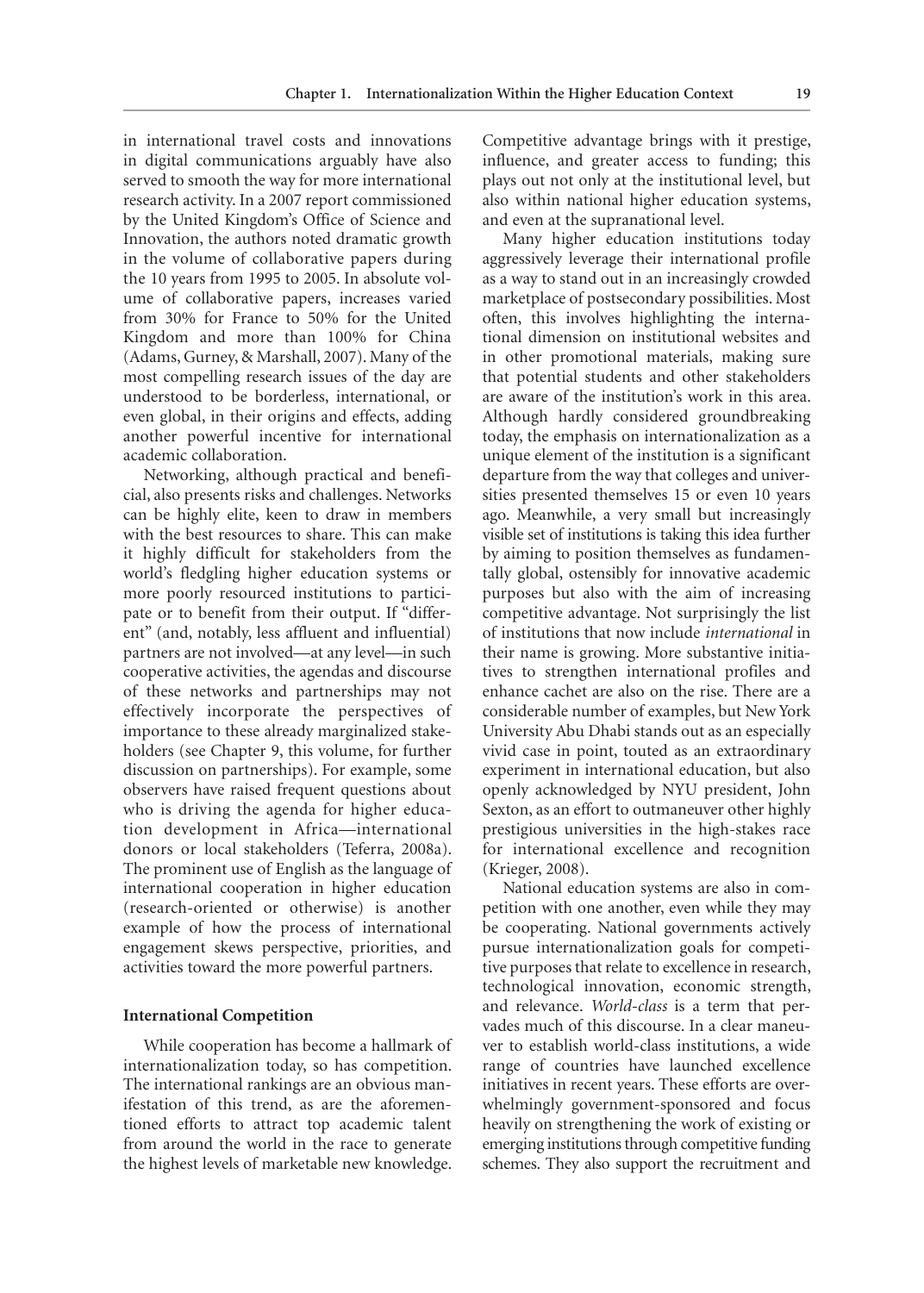in international travel costs and innovations in digital communications arguably have also served to smooth the way for more international research activity. In a 2007 report commissioned by the United Kingdom's Office of Science and Innovation, the authors noted dramatic growth in the volume of collaborative papers during the 10 years from 1995 to 2005. In absolute volume of collaborative papers, increases varied from 30% for France to 50% for the United Kingdom and more than 100% for China (Adams, Gurney, & Marshall, 2007). Many of the most compelling research issues of the day are understood to be borderless, international, or even global, in their origins and effects, adding another powerful incentive for international academic collaboration.

Networking, although practical and beneficial, also presents risks and challenges. Networks can be highly elite, keen to draw in members with the best resources to share. This can make it highly difficult for stakeholders from the world's fledgling higher education systems or more poorly resourced institutions to participate or to benefit from their output. If "different" (and, notably, less affluent and influential) partners are not involved—at any level—in such cooperative activities, the agendas and discourse of these networks and partnerships may not effectively incorporate the perspectives of importance to these already marginalized stakeholders (see Chapter 9, this volume, for further discussion on partnerships). For example, some observers have raised frequent questions about who is driving the agenda for higher education development in Africa—international donors or local stakeholders (Teferra, 2008a). The prominent use of English as the language of international cooperation in higher education (research-oriented or otherwise) is another example of how the process of international engagement skews perspective, priorities, and activities toward the more powerful partners.

### International Competition

While cooperation has become a hallmark of internationalization today, so has competition. The international rankings are an obvious manifestation of this trend, as are the aforementioned efforts to attract top academic talent from around the world in the race to generate the highest levels of marketable new knowledge. Competitive advantage brings with it prestige, influence, and greater access to funding; this plays out not only at the institutional level, but also within national higher education systems, and even at the supranational level.

Many higher education institutions today aggressively leverage their international profile as a way to stand out in an increasingly crowded marketplace of postsecondary possibilities. Most often, this involves highlighting the international dimension on institutional websites and in other promotional materials, making sure that potential students and other stakeholders are aware of the institution's work in this area. Although hardly considered groundbreaking today, the emphasis on internationalization as a unique element of the institution is a significant departure from the way that colleges and universities presented themselves 15 or even 10 years ago. Meanwhile, a very small but increasingly visible set of institutions is taking this idea further by aiming to position themselves as fundamentally global, ostensibly for innovative academic purposes but also with the aim of increasing competitive advantage. Not surprisingly the list of institutions that now include *international* in their name is growing. More substantive initiatives to strengthen international profiles and enhance cachet are also on the rise. There are a considerable number of examples, but New York University Abu Dhabi stands out as an especially vivid case in point, touted as an extraordinary experiment in international education, but also openly acknowledged by NYU president, John Sexton, as an effort to outmaneuver other highly prestigious universities in the high-stakes race for international excellence and recognition (Krieger, 2008).

National education systems are also in competition with one another, even while they may be cooperating. National governments actively pursue internationalization goals for competitive purposes that relate to excellence in research, technological innovation, economic strength, and relevance. *World-class* is a term that pervades much of this discourse. In a clear maneuver to establish world-class institutions, a wide range of countries have launched excellence initiatives in recent years. These efforts are overwhelmingly government-sponsored and focus heavily on strengthening the work of existing or emerging institutions through competitive funding schemes. They also support the recruitment and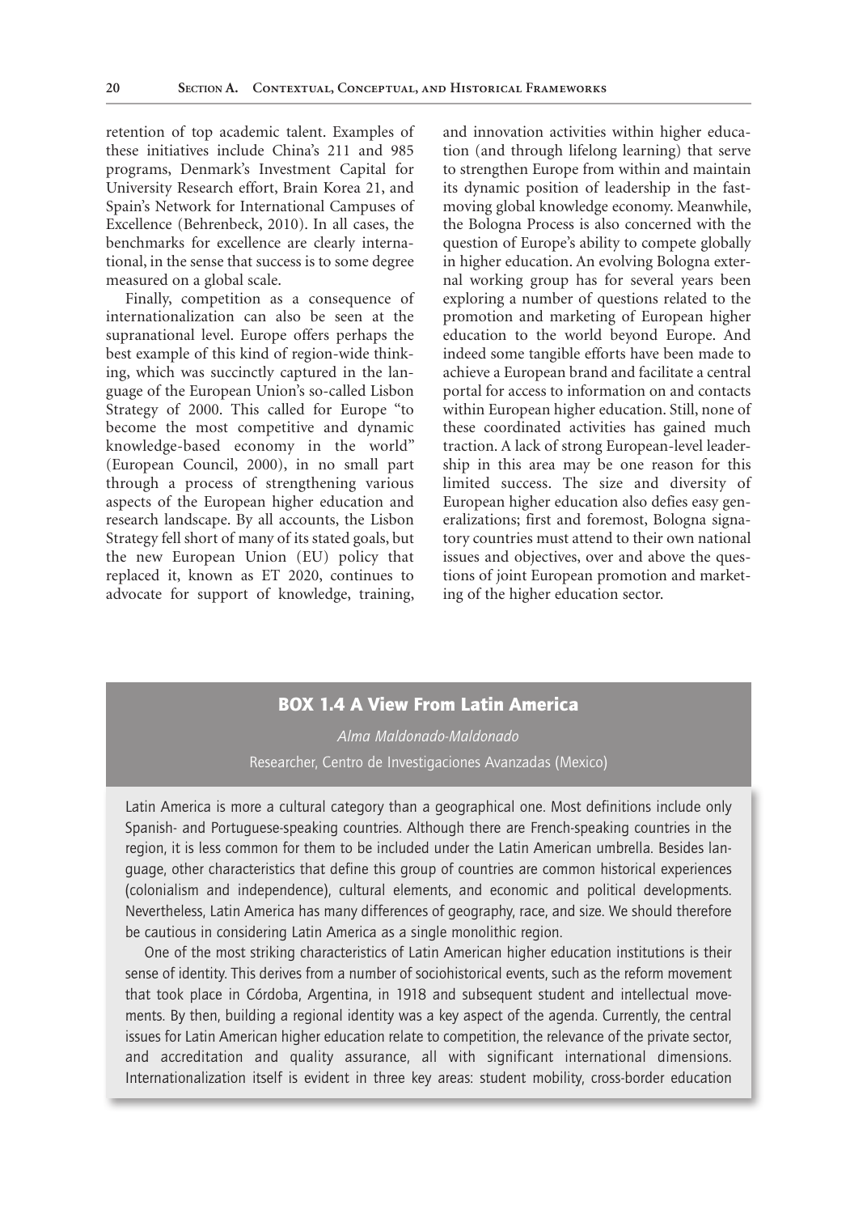retention of top academic talent. Examples of these initiatives include China's 211 and 985 programs, Denmark's Investment Capital for University Research effort, Brain Korea 21, and Spain's Network for International Campuses of Excellence (Behrenbeck, 2010). In all cases, the benchmarks for excellence are clearly international, in the sense that success is to some degree measured on a global scale.

Finally, competition as a consequence of internationalization can also be seen at the supranational level. Europe offers perhaps the best example of this kind of region-wide thinking, which was succinctly captured in the language of the European Union's so-called Lisbon Strategy of 2000. This called for Europe "to become the most competitive and dynamic knowledge-based economy in the world" (European Council, 2000), in no small part through a process of strengthening various aspects of the European higher education and research landscape. By all accounts, the Lisbon Strategy fell short of many of its stated goals, but the new European Union (EU) policy that replaced it, known as ET 2020, continues to advocate for support of knowledge, training, and innovation activities within higher education (and through lifelong learning) that serve to strengthen Europe from within and maintain its dynamic position of leadership in the fast-moving global knowledge economy. Meanwhile, the Bologna Process is also concerned with the question of Europe's ability to compete globally in higher education. An evolving Bologna external working group has for several years been exploring a number of questions related to the promotion and marketing of European higher education to the world beyond Europe. And indeed some tangible efforts have been made to achieve a European brand and facilitate a central portal for access to information on and contacts within European higher education. Still, none of these coordinated activities has gained much traction. A lack of strong European-level leadership in this area may be one reason for this limited success. The size and diversity of European higher education also defies easy generalizations; first and foremost, Bologna signatory countries must attend to their own national issues and objectives, over and above the questions of joint European promotion and marketing of the higher education sector.

## BOX 1.4 A View From Latin America

*Alma Maldonado-Maldonado*

Researcher, Centro de Investigaciones Avanzadas (Mexico)

Latin America is more a cultural category than a geographical one. Most definitions include only Spanish- and Portuguese-speaking countries. Although there are French-speaking countries in the region, it is less common for them to be included under the Latin American umbrella. Besides language, other characteristics that define this group of countries are common historical experiences (colonialism and independence), cultural elements, and economic and political developments. Nevertheless, Latin America has many differences of geography, race, and size. We should therefore be cautious in considering Latin America as a single monolithic region.

One of the most striking characteristics of Latin American higher education institutions is their sense of identity. This derives from a number of sociohistorical events, such as the reform movement that took place in Córdoba, Argentina, in 1918 and subsequent student and intellectual movements. By then, building a regional identity was a key aspect of the agenda. Currently, the central issues for Latin American higher education relate to competition, the relevance of the private sector, and accreditation and quality assurance, all with significant international dimensions. Internationalization itself is evident in three key areas: student mobility, cross-border education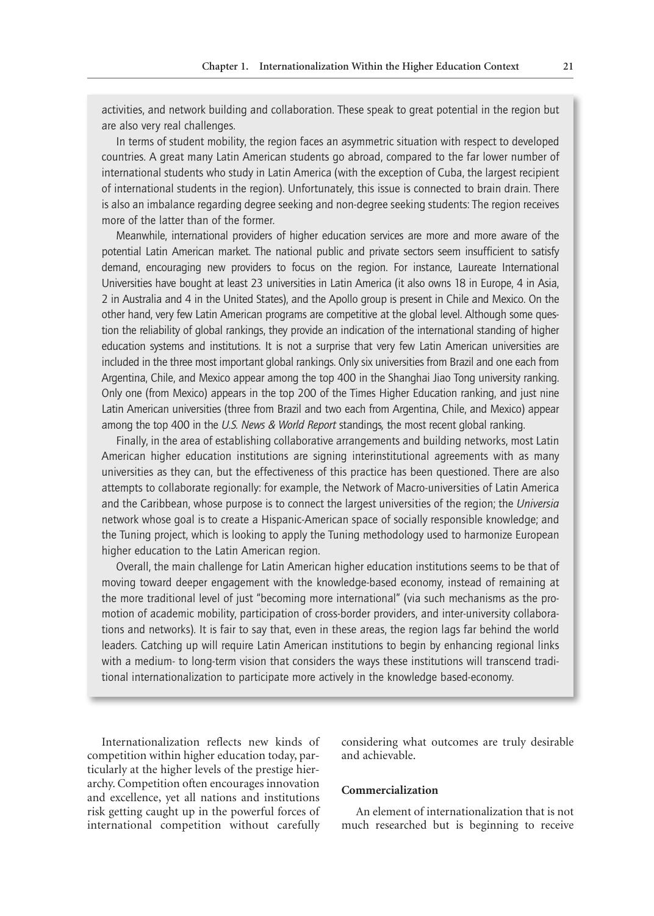activities, and network building and collaboration. These speak to great potential in the region but are also very real challenges.

In terms of student mobility, the region faces an asymmetric situation with respect to developed countries. A great many Latin American students go abroad, compared to the far lower number of international students who study in Latin America (with the exception of Cuba, the largest recipient of international students in the region). Unfortunately, this issue is connected to brain drain. There is also an imbalance regarding degree seeking and non-degree seeking students: The region receives more of the latter than of the former.

Meanwhile, international providers of higher education services are more and more aware of the potential Latin American market. The national public and private sectors seem insufficient to satisfy demand, encouraging new providers to focus on the region. For instance, Laureate International Universities have bought at least 23 universities in Latin America (it also owns 18 in Europe, 4 in Asia, 2 in Australia and 4 in the United States), and the Apollo group is present in Chile and Mexico. On the other hand, very few Latin American programs are competitive at the global level. Although some question the reliability of global rankings, they provide an indication of the international standing of higher education systems and institutions. It is not a surprise that very few Latin American universities are included in the three most important global rankings. Only six universities from Brazil and one each from Argentina, Chile, and Mexico appear among the top 400 in the Shanghai Jiao Tong university ranking. Only one (from Mexico) appears in the top 200 of the Times Higher Education ranking, and just nine Latin American universities (three from Brazil and two each from Argentina, Chile, and Mexico) appear among the top 400 in the *U.S. News & World Report* standings, the most recent global ranking.

Finally, in the area of establishing collaborative arrangements and building networks, most Latin American higher education institutions are signing interinstitutional agreements with as many universities as they can, but the effectiveness of this practice has been questioned. There are also attempts to collaborate regionally: for example, the Network of Macro-universities of Latin America and the Caribbean, whose purpose is to connect the largest universities of the region; the *Universia* network whose goal is to create a Hispanic-American space of socially responsible knowledge; and the Tuning project, which is looking to apply the Tuning methodology used to harmonize European higher education to the Latin American region.

Overall, the main challenge for Latin American higher education institutions seems to be that of moving toward deeper engagement with the knowledge-based economy, instead of remaining at the more traditional level of just "becoming more international" (via such mechanisms as the promotion of academic mobility, participation of cross-border providers, and inter-university collaborations and networks). It is fair to say that, even in these areas, the region lags far behind the world leaders. Catching up will require Latin American institutions to begin by enhancing regional links with a medium- to long-term vision that considers the ways these institutions will transcend traditional internationalization to participate more actively in the knowledge based-economy.

Internationalization reflects new kinds of competition within higher education today, particularly at the higher levels of the prestige hierarchy. Competition often encourages innovation and excellence, yet all nations and institutions risk getting caught up in the powerful forces of international competition without carefully considering what outcomes are truly desirable and achievable.

### Commercialization

An element of internationalization that is not much researched but is beginning to receive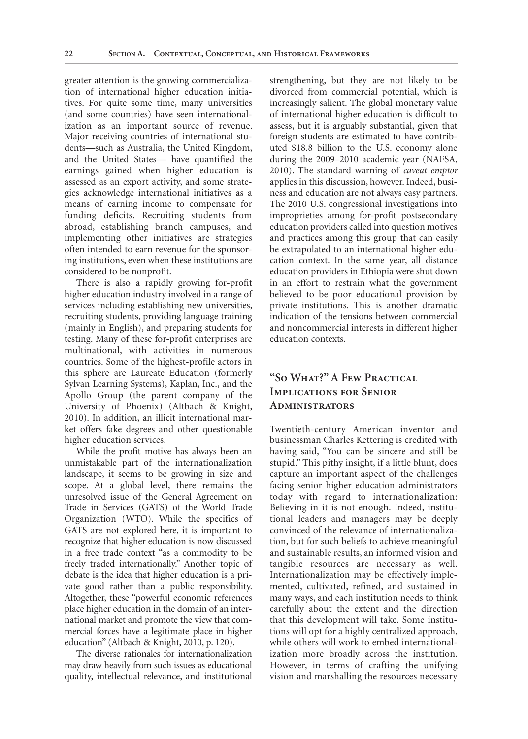greater attention is the growing commercialization of international higher education initiatives. For quite some time, many universities (and some countries) have seen internationalization as an important source of revenue. Major receiving countries of international students—such as Australia, the United Kingdom, and the United States— have quantified the earnings gained when higher education is assessed as an export activity, and some strategies acknowledge international initiatives as a means of earning income to compensate for funding deficits. Recruiting students from abroad, establishing branch campuses, and implementing other initiatives are strategies often intended to earn revenue for the sponsoring institutions, even when these institutions are considered to be nonprofit.

There is also a rapidly growing for-profit higher education industry involved in a range of services including establishing new universities, recruiting students, providing language training (mainly in English), and preparing students for testing. Many of these for-profit enterprises are multinational, with activities in numerous countries. Some of the highest-profile actors in this sphere are Laureate Education (formerly Sylvan Learning Systems), Kaplan, Inc., and the Apollo Group (the parent company of the University of Phoenix) (Altbach & Knight, 2010). In addition, an illicit international market offers fake degrees and other questionable higher education services.

While the profit motive has always been an unmistakable part of the internationalization landscape, it seems to be growing in size and scope. At a global level, there remains the unresolved issue of the General Agreement on Trade in Services (GATS) of the World Trade Organization (WTO). While the specifics of GATS are not explored here, it is important to recognize that higher education is now discussed in a free trade context "as a commodity to be freely traded internationally." Another topic of debate is the idea that higher education is a private good rather than a public responsibility. Altogether, these "powerful economic references place higher education in the domain of an international market and promote the view that commercial forces have a legitimate place in higher education" (Altbach & Knight, 2010, p. 120).

The diverse rationales for internationalization may draw heavily from such issues as educational quality, intellectual relevance, and institutional strengthening, but they are not likely to be divorced from commercial potential, which is increasingly salient. The global monetary value of international higher education is difficult to assess, but it is arguably substantial, given that foreign students are estimated to have contributed $18.8 billion to the U.S. economy alone during the 2009–2010 academic year (NAFSA, 2010). The standard warning of *caveat emptor* applies in this discussion, however. Indeed, business and education are not always easy partners. The 2010 U.S. congressional investigations into improprieties among for-profit postsecondary education providers called into question motives and practices among this group that can easily be extrapolated to an international higher education context. In the same year, all distance education providers in Ethiopia were shut down in an effort to restrain what the government believed to be poor educational provision by private institutions. This is another dramatic indication of the tensions between commercial and noncommercial interests in different higher education contexts.

## "So What?" A Few Practical Implications for Senior Administrators

Twentieth-century American inventor and businessman Charles Kettering is credited with having said, "You can be sincere and still be stupid." This pithy insight, if a little blunt, does capture an important aspect of the challenges facing senior higher education administrators today with regard to internationalization: Believing in it is not enough. Indeed, institutional leaders and managers may be deeply convinced of the relevance of internationalization, but for such beliefs to achieve meaningful and sustainable results, an informed vision and tangible resources are necessary as well. Internationalization may be effectively implemented, cultivated, refined, and sustained in many ways, and each institution needs to think carefully about the extent and the direction that this development will take. Some institutions will opt for a highly centralized approach, while others will work to embed internationalization more broadly across the institution. However, in terms of crafting the unifying vision and marshalling the resources necessary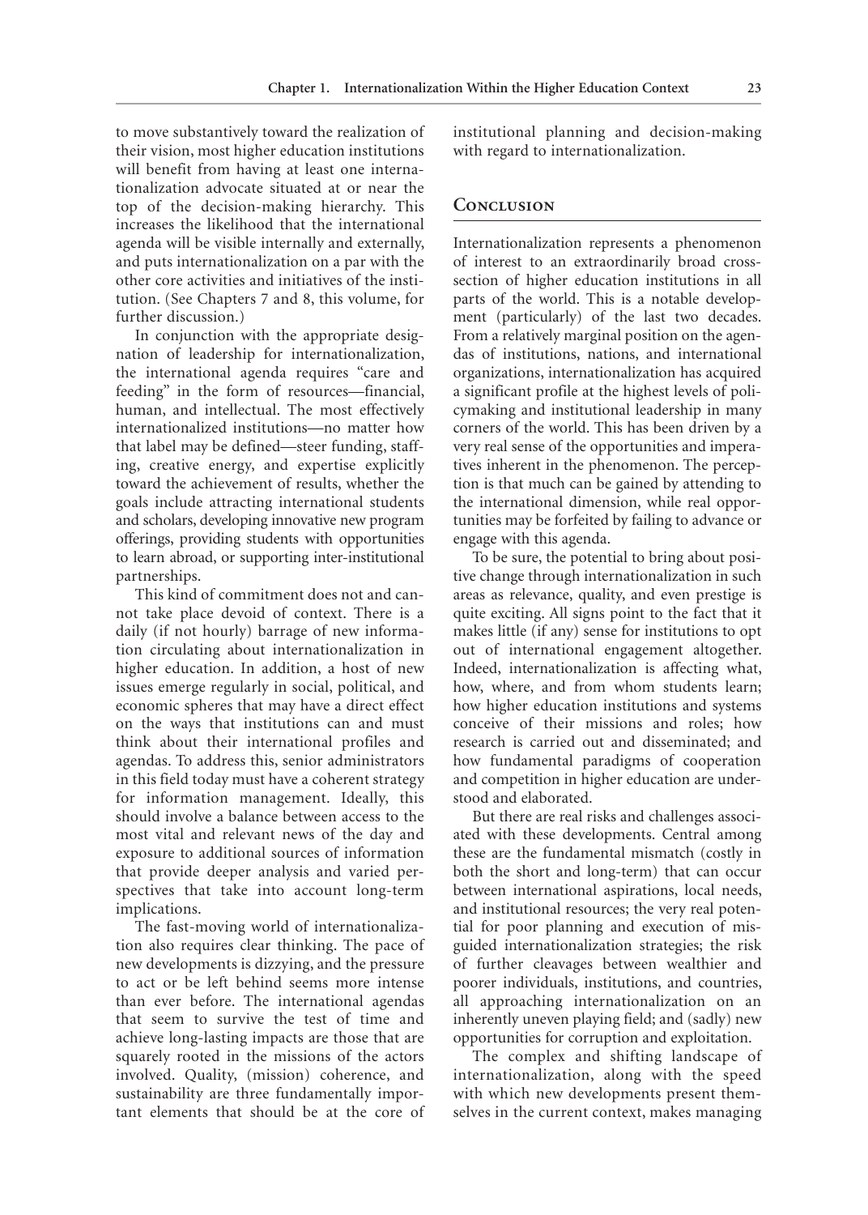to move substantively toward the realization of their vision, most higher education institutions will benefit from having at least one internationalization advocate situated at or near the top of the decision-making hierarchy. This increases the likelihood that the international agenda will be visible internally and externally, and puts internationalization on a par with the other core activities and initiatives of the institution. (See Chapters 7 and 8, this volume, for further discussion.)

In conjunction with the appropriate designation of leadership for internationalization, the international agenda requires "care and feeding" in the form of resources—financial, human, and intellectual. The most effectively internationalized institutions—no matter how that label may be defined—steer funding, staffing, creative energy, and expertise explicitly toward the achievement of results, whether the goals include attracting international students and scholars, developing innovative new program offerings, providing students with opportunities to learn abroad, or supporting inter-institutional partnerships.

This kind of commitment does not and cannot take place devoid of context. There is a daily (if not hourly) barrage of new information circulating about internationalization in higher education. In addition, a host of new issues emerge regularly in social, political, and economic spheres that may have a direct effect on the ways that institutions can and must think about their international profiles and agendas. To address this, senior administrators in this field today must have a coherent strategy for information management. Ideally, this should involve a balance between access to the most vital and relevant news of the day and exposure to additional sources of information that provide deeper analysis and varied perspectives that take into account long-term implications.

The fast-moving world of internationalization also requires clear thinking. The pace of new developments is dizzying, and the pressure to act or be left behind seems more intense than ever before. The international agendas that seem to survive the test of time and achieve long-lasting impacts are those that are squarely rooted in the missions of the actors involved. Quality, (mission) coherence, and sustainability are three fundamentally important elements that should be at the core of institutional planning and decision-making with regard to internationalization.

## Conclusion

Internationalization represents a phenomenon of interest to an extraordinarily broad cross-section of higher education institutions in all parts of the world. This is a notable development (particularly) of the last two decades. From a relatively marginal position on the agendas of institutions, nations, and international organizations, internationalization has acquired a significant profile at the highest levels of policymaking and institutional leadership in many corners of the world. This has been driven by a very real sense of the opportunities and imperatives inherent in the phenomenon. The perception is that much can be gained by attending to the international dimension, while real opportunities may be forfeited by failing to advance or engage with this agenda.

To be sure, the potential to bring about positive change through internationalization in such areas as relevance, quality, and even prestige is quite exciting. All signs point to the fact that it makes little (if any) sense for institutions to opt out of international engagement altogether. Indeed, internationalization is affecting what, how, where, and from whom students learn; how higher education institutions and systems conceive of their missions and roles; how research is carried out and disseminated; and how fundamental paradigms of cooperation and competition in higher education are understood and elaborated.

But there are real risks and challenges associated with these developments. Central among these are the fundamental mismatch (costly in both the short and long-term) that can occur between international aspirations, local needs, and institutional resources; the very real potential for poor planning and execution of misguided internationalization strategies; the risk of further cleavages between wealthier and poorer individuals, institutions, and countries, all approaching internationalization on an inherently uneven playing field; and (sadly) new opportunities for corruption and exploitation.

The complex and shifting landscape of internationalization, along with the speed with which new developments present themselves in the current context, makes managing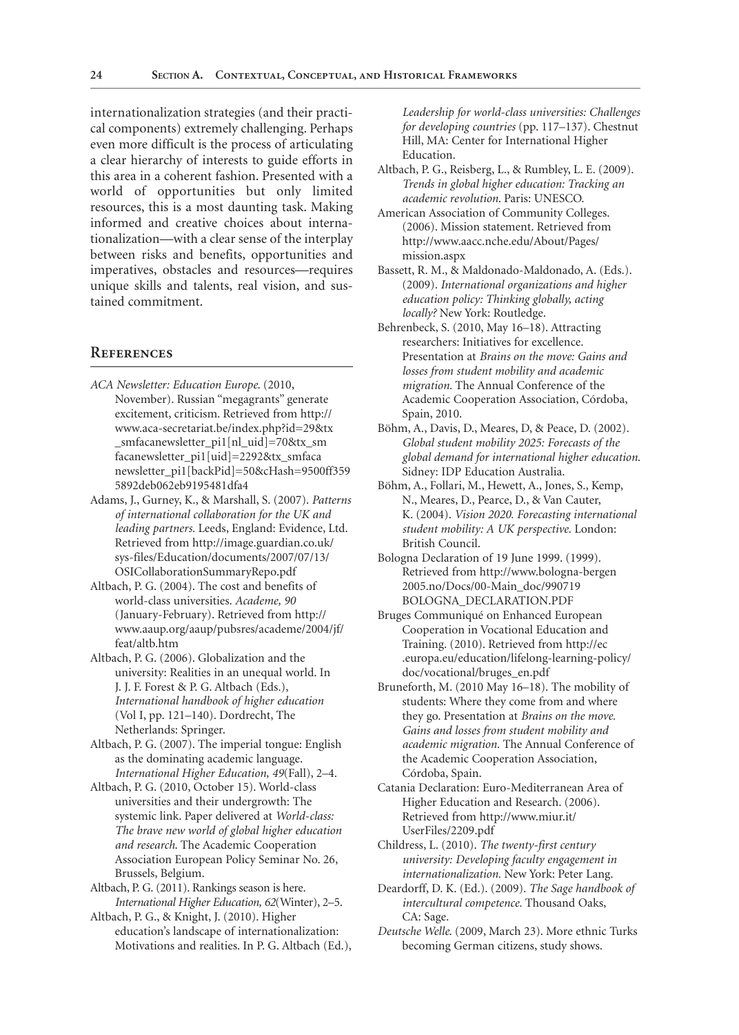internationalization strategies (and their practical components) extremely challenging. Perhaps even more difficult is the process of articulating a clear hierarchy of interests to guide efforts in this area in a coherent fashion. Presented with a world of opportunities but only limited resources, this is a most daunting task. Making informed and creative choices about internationalization—with a clear sense of the interplay between risks and benefits, opportunities and imperatives, obstacles and resources—requires unique skills and talents, real vision, and sustained commitment.

## References

*ACA Newsletter: Education Europe*. (2010, November). Russian "megagrants" generate excitement, criticism. Retrieved from http://www.aca-secretariat.be/index.php?id=29&tx_smfacanewsletter_pi1[nl_uid]=70&tx_smfacanewsletter_pi1[uid]=2292&tx_smfacanewsletter_pi1[backPid]=50&cHash=9500ff3595892deb062eb9195481dfa4

Adams, J., Gurney, K., & Marshall, S. (2007). *Patterns of international collaboration for the UK and leading partners*. Leeds, England: Evidence, Ltd. Retrieved from http://image.guardian.co.uk/sys-files/Education/documents/2007/07/13/OSICollaborationSummaryRepo.pdf

Altbach, P. G. (2004). The cost and benefits of world-class universities. *Academe, 90* (January-February). Retrieved from http://www.aaup.org/aaup/pubsres/academe/2004/jf/feat/altb.htm

Altbach, P. G. (2006). Globalization and the university: Realities in an unequal world. In J. J. F. Forest & P. G. Altbach (Eds.), *International handbook of higher education* (Vol I, pp. 121–140). Dordrecht, The Netherlands: Springer.

Altbach, P. G. (2007). The imperial tongue: English as the dominating academic language. *International Higher Education, 49*(Fall), 2–4.

Altbach, P. G. (2010, October 15). World-class universities and their undergrowth: The systemic link. Paper delivered at *World-class: The brave new world of global higher education and research*. The Academic Cooperation Association European Policy Seminar No. 26, Brussels, Belgium.

Altbach, P. G. (2011). Rankings season is here. *International Higher Education, 62*(Winter), 2–5.

Altbach, P. G., & Knight, J. (2010). Higher education's landscape of internationalization: Motivations and realities. In P. G. Altbach (Ed.), *Leadership for world-class universities: Challenges for developing countries* (pp. 117–137). Chestnut Hill, MA: Center for International Higher Education.

Altbach, P. G., Reisberg, L., & Rumbley, L. E. (2009). *Trends in global higher education: Tracking an academic revolution*. Paris: UNESCO.

American Association of Community Colleges. (2006). Mission statement. Retrieved from http://www.aacc.nche.edu/About/Pages/mission.aspx

Bassett, R. M., & Maldonado-Maldonado, A. (Eds.). (2009). *International organizations and higher education policy: Thinking globally, acting locally?* New York: Routledge.

Behrenbeck, S. (2010, May 16–18). Attracting researchers: Initiatives for excellence. Presentation at *Brains on the move: Gains and losses from student mobility and academic migration*. The Annual Conference of the Academic Cooperation Association, Córdoba, Spain, 2010.

Böhm, A., Davis, D., Meares, D, & Peace, D. (2002). *Global student mobility 2025: Forecasts of the global demand for international higher education*. Sidney: IDP Education Australia.

Böhm, A., Follari, M., Hewett, A., Jones, S., Kemp, N., Meares, D., Pearce, D., & Van Cauter, K. (2004). *Vision 2020. Forecasting international student mobility: A UK perspective*. London: British Council.

Bologna Declaration of 19 June 1999. (1999). Retrieved from http://www.bologna-bergen2005.no/Docs/00-Main_doc/990719BOLOGNA_DECLARATION.PDF

Bruges Communiqué on Enhanced European Cooperation in Vocational Education and Training. (2010). Retrieved from http://ec.europa.eu/education/lifelong-learning-policy/doc/vocational/bruges_en.pdf

Bruneforth, M. (2010 May 16–18). The mobility of students: Where they come from and where they go. Presentation at *Brains on the move. Gains and losses from student mobility and academic migration*. The Annual Conference of the Academic Cooperation Association, Córdoba, Spain.

Catania Declaration: Euro-Mediterranean Area of Higher Education and Research. (2006). Retrieved from http://www.miur.it/UserFiles/2209.pdf

Childress, L. (2010). *The twenty-first century university: Developing faculty engagement in internationalization*. New York: Peter Lang.

Deardorff, D. K. (Ed.). (2009). *The Sage handbook of intercultural competence*. Thousand Oaks, CA: Sage.

*Deutsche Welle*. (2009, March 23). More ethnic Turks becoming German citizens, study shows.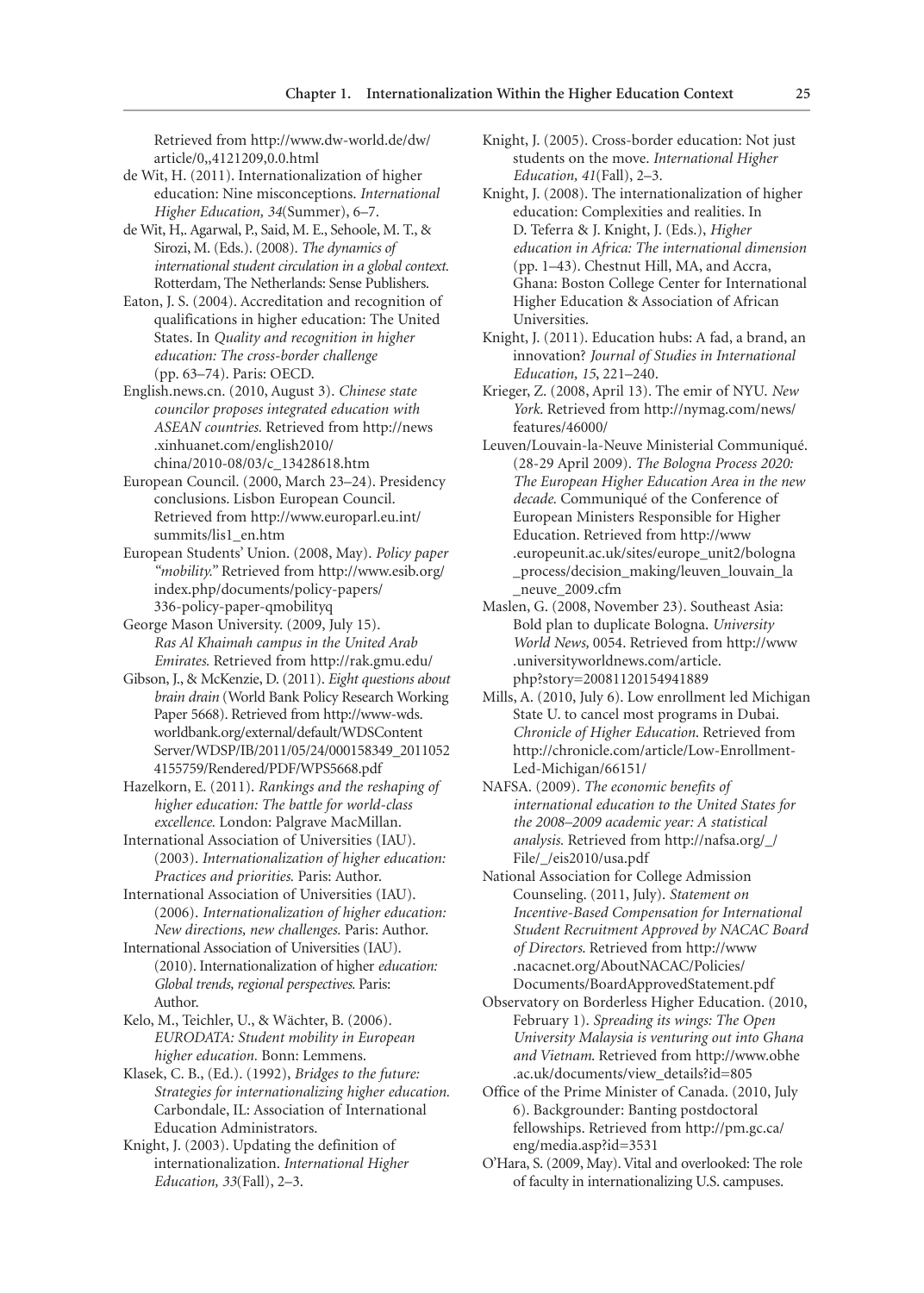Retrieved from http://www.dw-world.de/dw/article/0,,4121209,0.0.html

de Wit, H. (2011). Internationalization of higher education: Nine misconceptions. *International Higher Education, 34*(Summer), 6–7.

de Wit, H,. Agarwal, P., Said, M. E., Sehoole, M. T., & Sirozi, M. (Eds.). (2008). *The dynamics of international student circulation in a global context.* Rotterdam, The Netherlands: Sense Publishers.

Eaton, J. S. (2004). Accreditation and recognition of qualifications in higher education: The United States. In *Quality and recognition in higher education: The cross-border challenge* (pp. 63–74). Paris: OECD.

English.news.cn. (2010, August 3). *Chinese state councilor proposes integrated education with ASEAN countries.* Retrieved from http://news.xinhuanet.com/english2010/china/2010-08/03/c_13428618.htm

European Council. (2000, March 23–24). Presidency conclusions. Lisbon European Council. Retrieved from http://www.europarl.eu.int/summits/lis1_en.htm

European Students' Union. (2008, May). *Policy paper "mobility."* Retrieved from http://www.esib.org/index.php/documents/policy-papers/336-policy-paper-qmobilityq

George Mason University. (2009, July 15). *Ras Al Khaimah campus in the United Arab Emirates.* Retrieved from http://rak.gmu.edu/

Gibson, J., & McKenzie, D. (2011). *Eight questions about brain drain* (World Bank Policy Research Working Paper 5668). Retrieved from http://www-wds.worldbank.org/external/default/WDSContentServer/WDSP/IB/2011/05/24/000158349_20110524155759/Rendered/PDF/WPS5668.pdf

Hazelkorn, E. (2011). *Rankings and the reshaping of higher education: The battle for world-class excellence.* London: Palgrave MacMillan.

International Association of Universities (IAU). (2003). *Internationalization of higher education: Practices and priorities.* Paris: Author.

International Association of Universities (IAU). (2006). *Internationalization of higher education: New directions, new challenges.* Paris: Author.

International Association of Universities (IAU). (2010). Internationalization of higher *education: Global trends, regional perspectives.* Paris: Author.

Kelo, M., Teichler, U., & Wächter, B. (2006). *EURODATA: Student mobility in European higher education.* Bonn: Lemmens.

Klasek, C. B., (Ed.). (1992), *Bridges to the future: Strategies for internationalizing higher education.* Carbondale, IL: Association of International Education Administrators.

Knight, J. (2003). Updating the definition of internationalization. *International Higher Education, 33*(Fall), 2–3.

Knight, J. (2005). Cross-border education: Not just students on the move. *International Higher Education, 41*(Fall), 2–3.

Knight, J. (2008). The internationalization of higher education: Complexities and realities. In D. Teferra & J. Knight, J. (Eds.), *Higher education in Africa: The international dimension* (pp. 1–43). Chestnut Hill, MA, and Accra, Ghana: Boston College Center for International Higher Education & Association of African Universities.

Knight, J. (2011). Education hubs: A fad, a brand, an innovation? *Journal of Studies in International Education, 15*, 221–240.

Krieger, Z. (2008, April 13). The emir of NYU. *New York.* Retrieved from http://nymag.com/news/features/46000/

Leuven/Louvain-la-Neuve Ministerial Communiqué. (28-29 April 2009). *The Bologna Process 2020: The European Higher Education Area in the new decade.* Communiqué of the Conference of European Ministers Responsible for Higher Education. Retrieved from http://www.europeunit.ac.uk/sites/europe_unit2/bologna_process/decision_making/leuven_louvain_la_neuve_2009.cfm

Maslen, G. (2008, November 23). Southeast Asia: Bold plan to duplicate Bologna. *University World News,* 0054. Retrieved from http://www.universityworldnews.com/article.php?story=20081120154941889

Mills, A. (2010, July 6). Low enrollment led Michigan State U. to cancel most programs in Dubai. *Chronicle of Higher Education.* Retrieved from http://chronicle.com/article/Low-Enrollment-Led-Michigan/66151/

NAFSA. (2009). *The economic benefits of international education to the United States for the 2008–2009 academic year: A statistical analysis.* Retrieved from http://nafsa.org/_/File/_/eis2010/usa.pdf

National Association for College Admission Counseling. (2011, July). *Statement on Incentive-Based Compensation for International Student Recruitment Approved by NACAC Board of Directors.* Retrieved from http://www.nacacnet.org/AboutNACAC/Policies/Documents/BoardApprovedStatement.pdf

Observatory on Borderless Higher Education. (2010, February 1). *Spreading its wings: The Open University Malaysia is venturing out into Ghana and Vietnam.* Retrieved from http://www.obhe.ac.uk/documents/view_details?id=805

Office of the Prime Minister of Canada. (2010, July 6). Backgrounder: Banting postdoctoral fellowships. Retrieved from http://pm.gc.ca/eng/media.asp?id=3531

O'Hara, S. (2009, May). Vital and overlooked: The role of faculty in internationalizing U.S. campuses.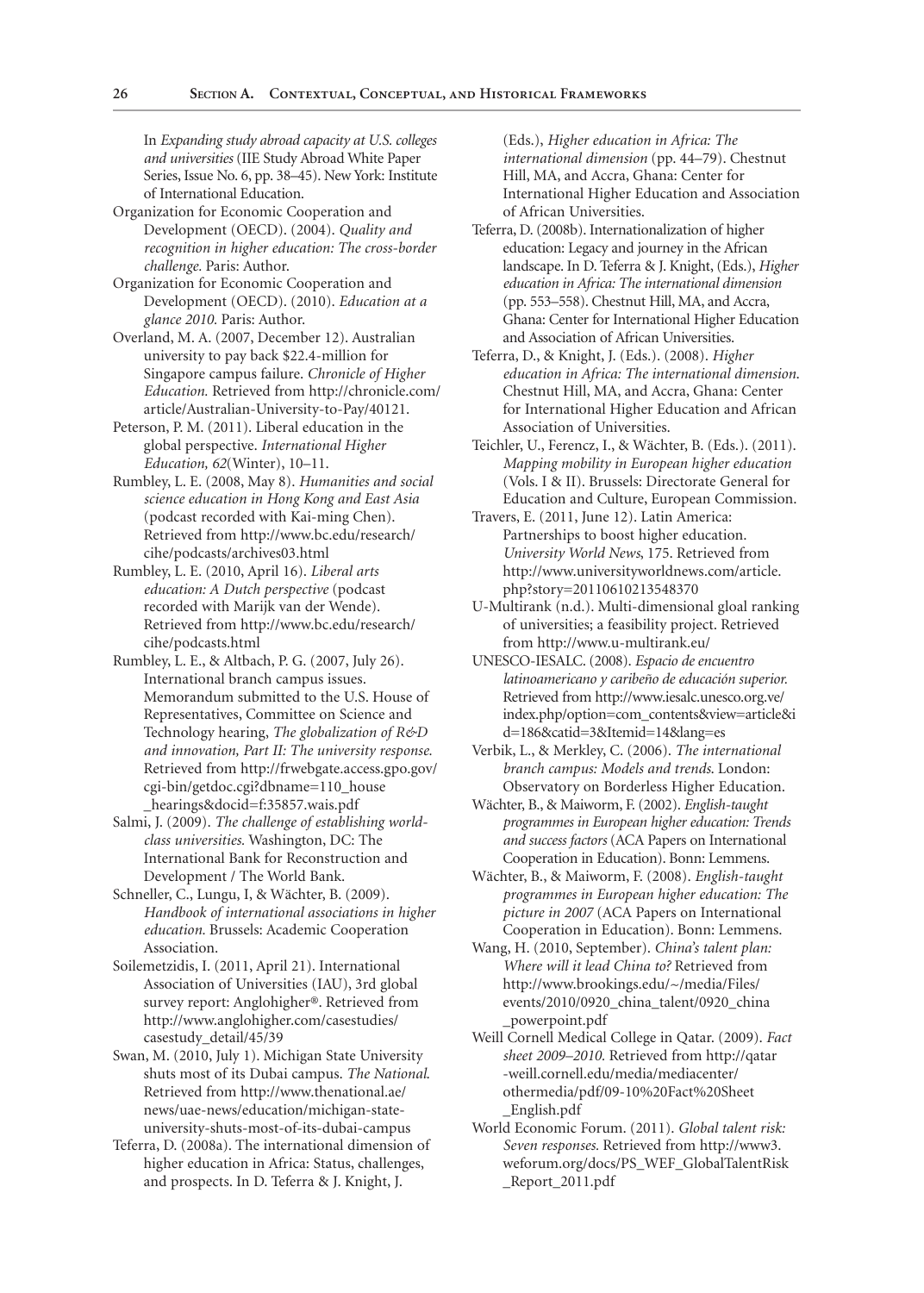In *Expanding study abroad capacity at U.S. colleges and universities* (IIE Study Abroad White Paper Series, Issue No. 6, pp. 38–45). New York: Institute of International Education.

Organization for Economic Cooperation and Development (OECD). (2004). *Quality and recognition in higher education: The cross-border challenge.* Paris: Author.

Organization for Economic Cooperation and Development (OECD). (2010). *Education at a glance 2010.* Paris: Author.

Overland, M. A. (2007, December 12). Australian university to pay back $22.4-million for Singapore campus failure. *Chronicle of Higher Education.* Retrieved from http://chronicle.com/article/Australian-University-to-Pay/40121.

Peterson, P. M. (2011). Liberal education in the global perspective. *International Higher Education, 62*(Winter), 10–11.

Rumbley, L. E. (2008, May 8). *Humanities and social science education in Hong Kong and East Asia* (podcast recorded with Kai-ming Chen). Retrieved from http://www.bc.edu/research/cihe/podcasts/archives03.html

Rumbley, L. E. (2010, April 16). *Liberal arts education: A Dutch perspective* (podcast recorded with Marijk van der Wende). Retrieved from http://www.bc.edu/research/cihe/podcasts.html

Rumbley, L. E., & Altbach, P. G. (2007, July 26). International branch campus issues. Memorandum submitted to the U.S. House of Representatives, Committee on Science and Technology hearing, *The globalization of R&D and innovation, Part II: The university response.* Retrieved from http://frwebgate.access.gpo.gov/cgi-bin/getdoc.cgi?dbname=110_house_hearings&docid=f:35857.wais.pdf

Salmi, J. (2009). *The challenge of establishing world-class universities.* Washington, DC: The International Bank for Reconstruction and Development / The World Bank.

Schneller, C., Lungu, I, & Wächter, B. (2009). *Handbook of international associations in higher education.* Brussels: Academic Cooperation Association.

Soilemetzidis, I. (2011, April 21). International Association of Universities (IAU), 3rd global survey report: Anglohigher®. Retrieved from http://www.anglohigher.com/casestudies/casestudy_detail/45/39

Swan, M. (2010, July 1). Michigan State University shuts most of its Dubai campus. *The National.* Retrieved from http://www.thenational.ae/news/uae-news/education/michigan-state-university-shuts-most-of-its-dubai-campus

Teferra, D. (2008a). The international dimension of higher education in Africa: Status, challenges, and prospects. In D. Teferra & J. Knight, J. (Eds.), *Higher education in Africa: The international dimension* (pp. 44–79). Chestnut Hill, MA, and Accra, Ghana: Center for International Higher Education and Association of African Universities.

Teferra, D. (2008b). Internationalization of higher education: Legacy and journey in the African landscape. In D. Teferra & J. Knight, (Eds.), *Higher education in Africa: The international dimension* (pp. 553–558). Chestnut Hill, MA, and Accra, Ghana: Center for International Higher Education and Association of African Universities.

Teferra, D., & Knight, J. (Eds.). (2008). *Higher education in Africa: The international dimension.* Chestnut Hill, MA, and Accra, Ghana: Center for International Higher Education and African Association of Universities.

Teichler, U., Ferencz, I., & Wächter, B. (Eds.). (2011). *Mapping mobility in European higher education* (Vols. I & II). Brussels: Directorate General for Education and Culture, European Commission.

Travers, E. (2011, June 12). Latin America: Partnerships to boost higher education. *University World News*, 175. Retrieved from http://www.universityworldnews.com/article.php?story=20110610213548370

U-Multirank (n.d.). Multi-dimensional gloal ranking of universities; a feasibility project. Retrieved from http://www.u-multirank.eu/

UNESCO-IESALC. (2008). *Espacio de encuentro latinoamericano y caribeño de educación superior.* Retrieved from http://www.iesalc.unesco.org.ve/index.php/option=com_contents&view=article&id=186&catid=3&Itemid=14&lang=es

Verbik, L., & Merkley, C. (2006). *The international branch campus: Models and trends.* London: Observatory on Borderless Higher Education.

Wächter, B., & Maiworm, F. (2002). *English-taught programmes in European higher education: Trends and success factors* (ACA Papers on International Cooperation in Education). Bonn: Lemmens.

Wächter, B., & Maiworm, F. (2008). *English-taught programmes in European higher education: The picture in 2007* (ACA Papers on International Cooperation in Education). Bonn: Lemmens.

Wang, H. (2010, September). *China's talent plan: Where will it lead China to?* Retrieved from http://www.brookings.edu/~/media/Files/events/2010/0920_china_talent/0920_china_powerpoint.pdf

Weill Cornell Medical College in Qatar. (2009). *Fact sheet 2009–2010.* Retrieved from http://qatar-weill.cornell.edu/media/mediacenter/othermedia/pdf/09-10%20Fact%20Sheet_English.pdf

World Economic Forum. (2011). *Global talent risk: Seven responses.* Retrieved from http://www3.weforum.org/docs/PS_WEF_GlobalTalentRisk_Report_2011.pdf